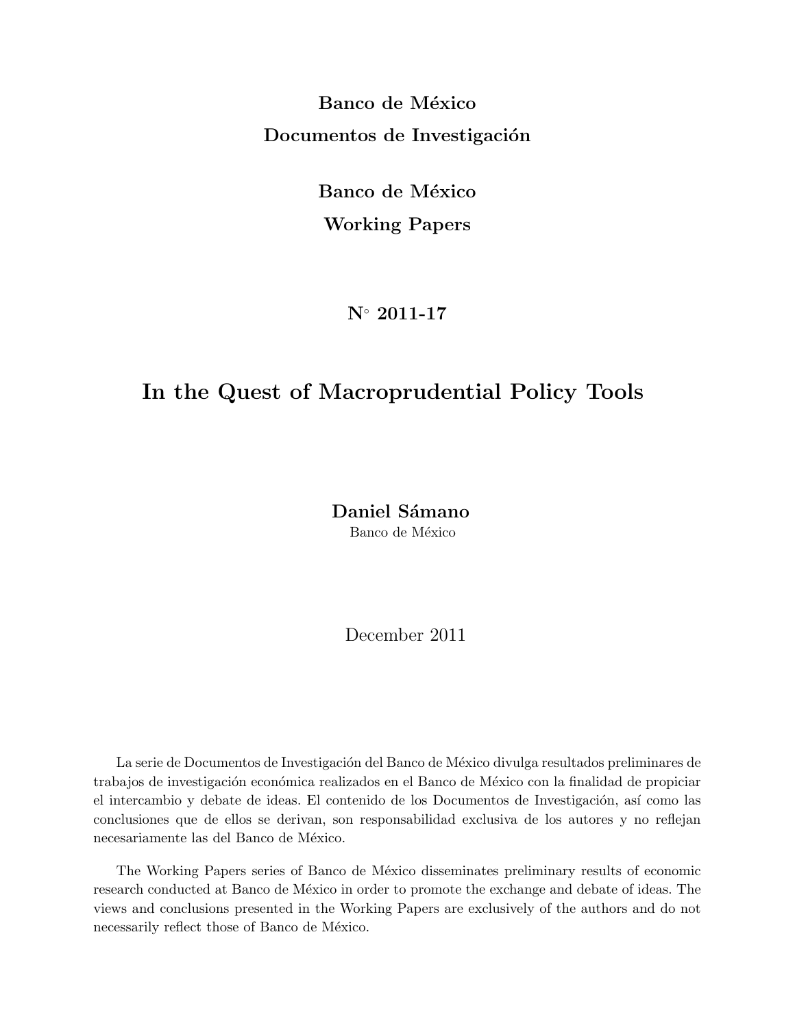**Banco de México**

**Documentos de Investigación**

**Banco de México**

**Working Papers**

**N° 2011-17**

# In the Quest of Macroprudential Policy Tools

**Daniel Sámano**

Banco de México

December 2011

La serie de Documentos de Investigación del Banco de México divulga resultados preliminares de trabajos de investigación económica realizados en el Banco de México con la finalidad de propiciar el intercambio y debate de ideas. El contenido de los Documentos de Investigación, así como las conclusiones que de ellos se derivan, son responsabilidad exclusiva de los autores y no reflejan necesariamente las del Banco de México.

The Working Papers series of Banco de México disseminates preliminary results of economic research conducted at Banco de México in order to promote the exchange and debate of ideas. The views and conclusions presented in the Working Papers are exclusively of the authors and do not necessarily reflect those of Banco de México.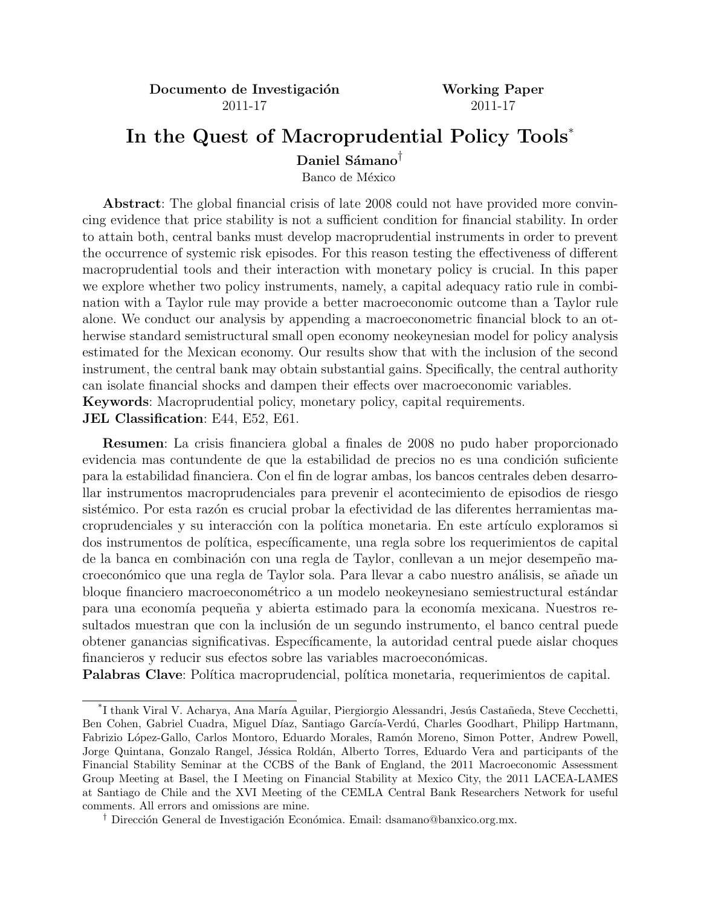**Documento de Investigación** 2011-17

**Working Paper** 2011-17

# In the Quest of Macroprudential Policy Tools*

**Daniel Sámano**[†]

Banco de México

**Abstract**: The global financial crisis of late 2008 could not have provided more convincing evidence that price stability is not a sufficient condition for financial stability. In order to attain both, central banks must develop macroprudential instruments in order to prevent the occurrence of systemic risk episodes. For this reason testing the effectiveness of different macroprudential tools and their interaction with monetary policy is crucial. In this paper we explore whether two policy instruments, namely, a capital adequacy ratio rule in combination with a Taylor rule may provide a better macroeconomic outcome than a Taylor rule alone. We conduct our analysis by appending a macroeconometric financial block to an otherwise standard semistructural small open economy neokeynesian model for policy analysis estimated for the Mexican economy. Our results show that with the inclusion of the second instrument, the central bank may obtain substantial gains. Specifically, the central authority can isolate financial shocks and dampen their effects over macroeconomic variables.
**Keywords**: Macroprudential policy, monetary policy, capital requirements.
**JEL Classification**: E44, E52, E61.

**Resumen**: La crisis financiera global a finales de 2008 no pudo haber proporcionado evidencia mas contundente de que la estabilidad de precios no es una condición suficiente para la estabilidad financiera. Con el fin de lograr ambas, los bancos centrales deben desarrollar instrumentos macroprudenciales para prevenir el acontecimiento de episodios de riesgo sistémico. Por esta razón es crucial probar la efectividad de las diferentes herramientas macroprudenciales y su interacción con la política monetaria. En este artículo exploramos si dos instrumentos de política, específicamente, una regla sobre los requerimientos de capital de la banca en combinación con una regla de Taylor, conllevan a un mejor desempeño macroeconómico que una regla de Taylor sola. Para llevar a cabo nuestro análisis, se añade un bloque financiero macroeconométrico a un modelo neokeynesiano semiestructural estándar para una economía pequeña y abierta estimado para la economía mexicana. Nuestros resultados muestran que con la inclusión de un segundo instrumento, el banco central puede obtener ganancias significativas. Específicamente, la autoridad central puede aislar choques financieros y reducir sus efectos sobre las variables macroeconómicas.
**Palabras Clave**: Política macroprudencial, política monetaria, requerimientos de capital.

---

*I thank Viral V. Acharya, Ana María Aguilar, Piergiorgio Alessandri, Jesús Castañeda, Steve Cecchetti, Ben Cohen, Gabriel Cuadra, Miguel Díaz, Santiago García-Verdú, Charles Goodhart, Philipp Hartmann, Fabrizio López-Gallo, Carlos Montoro, Eduardo Morales, Ramón Moreno, Simon Potter, Andrew Powell, Jorge Quintana, Gonzalo Rangel, Jéssica Roldán, Alberto Torres, Eduardo Vera and participants of the Financial Stability Seminar at the CCBS of the Bank of England, the 2011 Macroeconomic Assessment Group Meeting at Basel, the I Meeting on Financial Stability at Mexico City, the 2011 LACEA-LAMES at Santiago de Chile and the XVI Meeting of the CEMLA Central Bank Researchers Network for useful comments. All errors and omissions are mine.

[†] Dirección General de Investigación Económica. Email: dsamano@banxico.org.mx.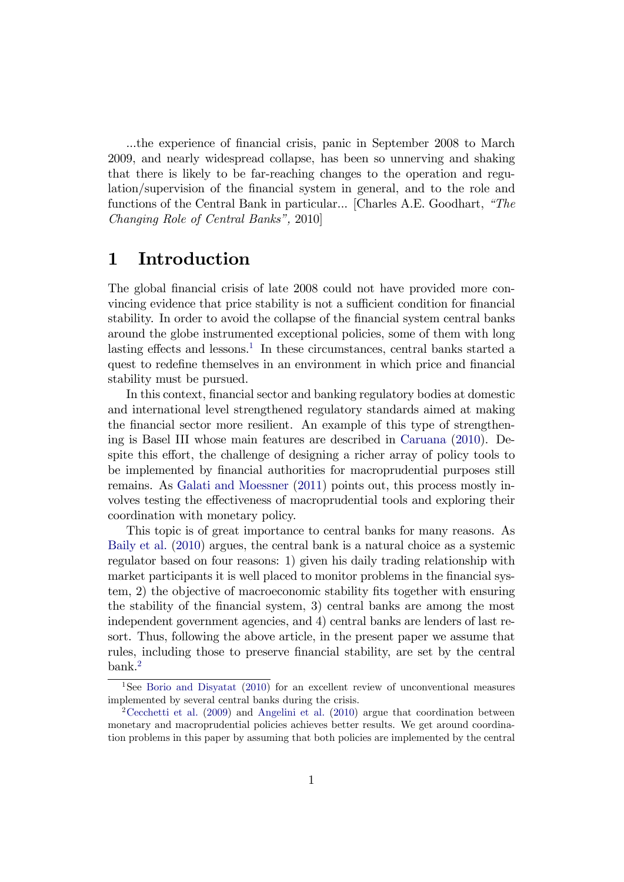...the experience of financial crisis, panic in September 2008 to March 2009, and nearly widespread collapse, has been so unnerving and shaking that there is likely to be far-reaching changes to the operation and regulation/supervision of the financial system in general, and to the role and functions of the Central Bank in particular... [Charles A.E. Goodhart, *"The Changing Role of Central Banks"*, 2010]

# 1 Introduction

The global financial crisis of late 2008 could not have provided more convincing evidence that price stability is not a sufficient condition for financial stability. In order to avoid the collapse of the financial system central banks around the globe instrumented exceptional policies, some of them with long lasting effects and lessons.[1] In these circumstances, central banks started a quest to redefine themselves in an environment in which price and financial stability must be pursued.

In this context, financial sector and banking regulatory bodies at domestic and international level strengthened regulatory standards aimed at making the financial sector more resilient. An example of this type of strengthening is Basel III whose main features are described in Caruana (2010). Despite this effort, the challenge of designing a richer array of policy tools to be implemented by financial authorities for macroprudential purposes still remains. As Galati and Moessner (2011) points out, this process mostly involves testing the effectiveness of macroprudential tools and exploring their coordination with monetary policy.

This topic is of great importance to central banks for many reasons. As Baily et al. (2010) argues, the central bank is a natural choice as a systemic regulator based on four reasons: 1) given his daily trading relationship with market participants it is well placed to monitor problems in the financial system, 2) the objective of macroeconomic stability fits together with ensuring the stability of the financial system, 3) central banks are among the most independent government agencies, and 4) central banks are lenders of last resort. Thus, following the above article, in the present paper we assume that rules, including those to preserve financial stability, are set by the central bank.[2]

[1] See Borio and Disyatat (2010) for an excellent review of unconventional measures implemented by several central banks during the crisis.

[2] Cecchetti et al. (2009) and Angelini et al. (2010) argue that coordination between monetary and macroprudential policies achieves better results. We get around coordination problems in this paper by assuming that both policies are implemented by the central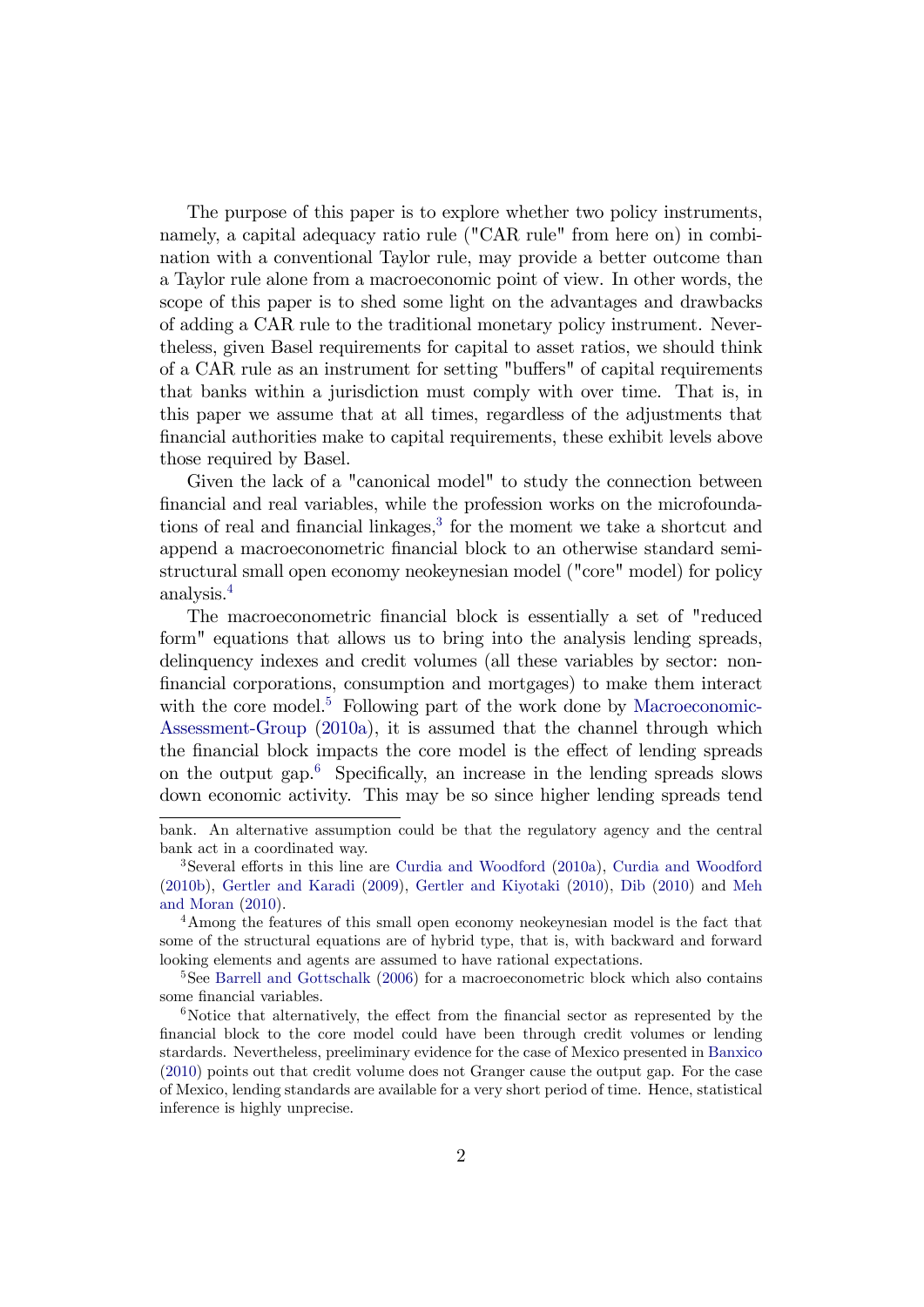The purpose of this paper is to explore whether two policy instruments, namely, a capital adequacy ratio rule ("CAR rule" from here on) in combination with a conventional Taylor rule, may provide a better outcome than a Taylor rule alone from a macroeconomic point of view. In other words, the scope of this paper is to shed some light on the advantages and drawbacks of adding a CAR rule to the traditional monetary policy instrument. Nevertheless, given Basel requirements for capital to asset ratios, we should think of a CAR rule as an instrument for setting "buffers" of capital requirements that banks within a jurisdiction must comply with over time. That is, in this paper we assume that at all times, regardless of the adjustments that financial authorities make to capital requirements, these exhibit levels above those required by Basel.

Given the lack of a "canonical model" to study the connection between financial and real variables, while the profession works on the microfoundations of real and financial linkages,[3] for the moment we take a shortcut and append a macroeconometric financial block to an otherwise standard semi-structural small open economy neokeynesian model ("core" model) for policy analysis.[4]

The macroeconometric financial block is essentially a set of "reduced form" equations that allows us to bring into the analysis lending spreads, delinquency indexes and credit volumes (all these variables by sector: non-financial corporations, consumption and mortgages) to make them interact with the core model.[5] Following part of the work done by Macroeconomic-Assessment-Group (2010a), it is assumed that the channel through which the financial block impacts the core model is the effect of lending spreads on the output gap.[6] Specifically, an increase in the lending spreads slows down economic activity. This may be so since higher lending spreads tend

---

bank. An alternative assumption could be that the regulatory agency and the central bank act in a coordinated way.

[3] Several efforts in this line are Curdia and Woodford (2010a), Curdia and Woodford (2010b), Gertler and Karadi (2009), Gertler and Kiyotaki (2010), Dib (2010) and Meh and Moran (2010).

[4] Among the features of this small open economy neokeynesian model is the fact that some of the structural equations are of hybrid type, that is, with backward and forward looking elements and agents are assumed to have rational expectations.

[5] See Barrell and Gottschalk (2006) for a macroeconometric block which also contains some financial variables.

[6] Notice that alternatively, the effect from the financial sector as represented by the financial block to the core model could have been through credit volumes or lending stardards. Nevertheless, preeliminary evidence for the case of Mexico presented in Banxico (2010) points out that credit volume does not Granger cause the output gap. For the case of Mexico, lending standards are available for a very short period of time. Hence, statistical inference is highly unprecise.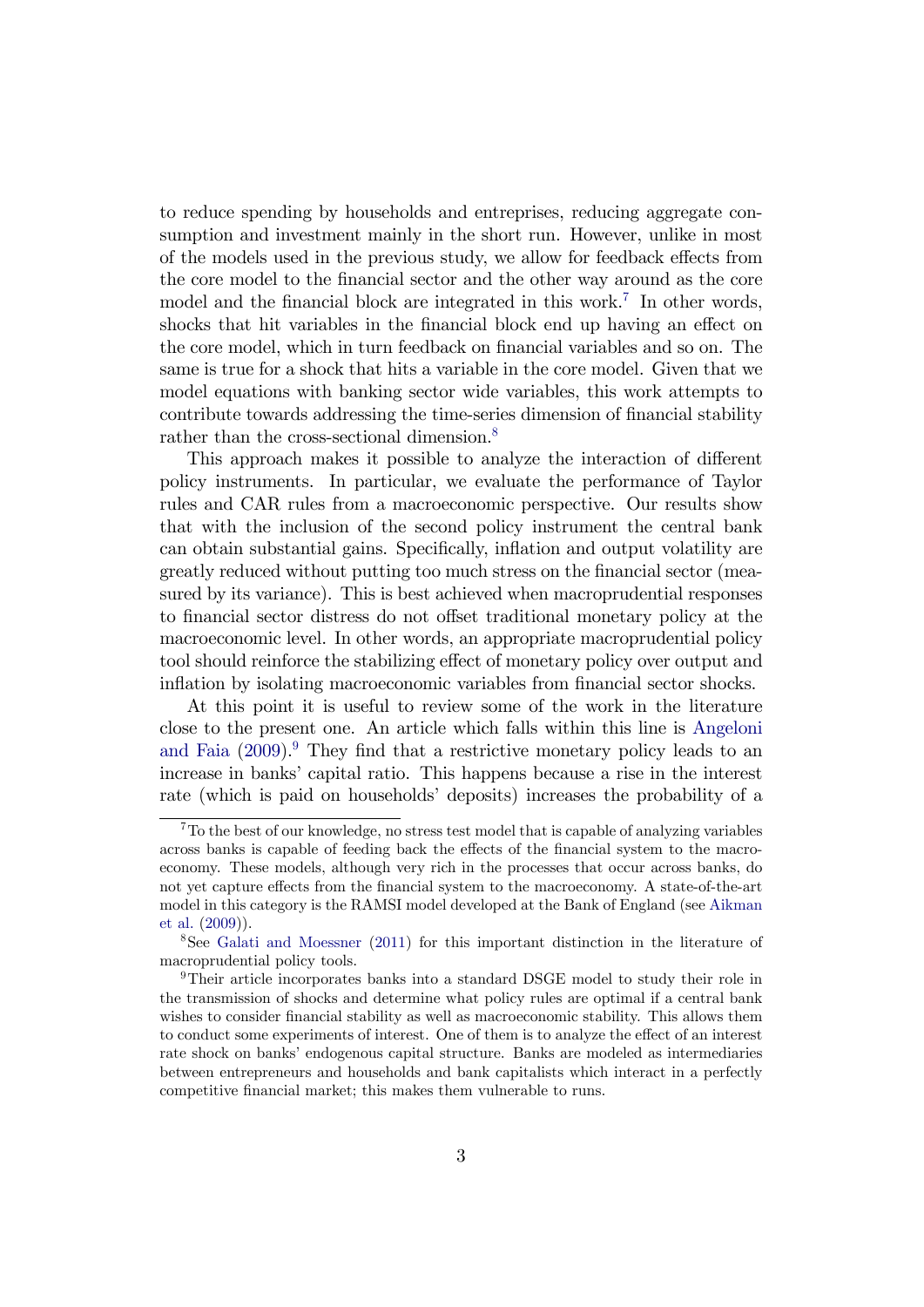to reduce spending by households and entreprises, reducing aggregate consumption and investment mainly in the short run. However, unlike in most of the models used in the previous study, we allow for feedback effects from the core model to the financial sector and the other way around as the core model and the financial block are integrated in this work.[7] In other words, shocks that hit variables in the financial block end up having an effect on the core model, which in turn feedback on financial variables and so on. The same is true for a shock that hits a variable in the core model. Given that we model equations with banking sector wide variables, this work attempts to contribute towards addressing the time-series dimension of financial stability rather than the cross-sectional dimension.[8]

This approach makes it possible to analyze the interaction of different policy instruments. In particular, we evaluate the performance of Taylor rules and CAR rules from a macroeconomic perspective. Our results show that with the inclusion of the second policy instrument the central bank can obtain substantial gains. Specifically, inflation and output volatility are greatly reduced without putting too much stress on the financial sector (measured by its variance). This is best achieved when macroprudential responses to financial sector distress do not offset traditional monetary policy at the macroeconomic level. In other words, an appropriate macroprudential policy tool should reinforce the stabilizing effect of monetary policy over output and inflation by isolating macroeconomic variables from financial sector shocks.

At this point it is useful to review some of the work in the literature close to the present one. An article which falls within this line is Angeloni and Faia (2009).[9] They find that a restrictive monetary policy leads to an increase in banks' capital ratio. This happens because a rise in the interest rate (which is paid on households' deposits) increases the probability of a

---

[7] To the best of our knowledge, no stress test model that is capable of analyzing variables across banks is capable of feeding back the effects of the financial system to the macroeconomy. These models, although very rich in the processes that occur across banks, do not yet capture effects from the financial system to the macroeconomy. A state-of-the-art model in this category is the RAMSI model developed at the Bank of England (see Aikman et al. (2009)).

[8] See Galati and Moessner (2011) for this important distinction in the literature of macroprudential policy tools.

[9] Their article incorporates banks into a standard DSGE model to study their role in the transmission of shocks and determine what policy rules are optimal if a central bank wishes to consider financial stability as well as macroeconomic stability. This allows them to conduct some experiments of interest. One of them is to analyze the effect of an interest rate shock on banks' endogenous capital structure. Banks are modeled as intermediaries between entrepreneurs and households and bank capitalists which interact in a perfectly competitive financial market; this makes them vulnerable to runs.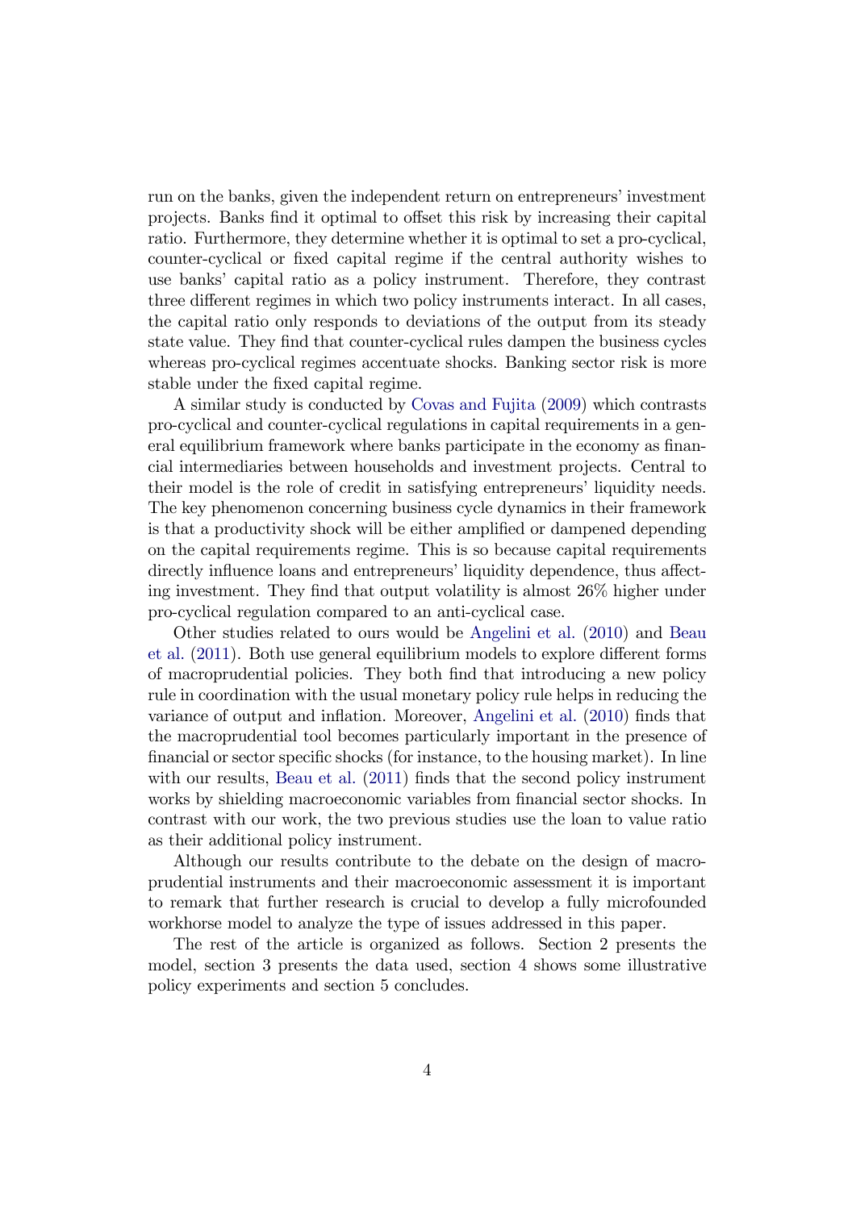run on the banks, given the independent return on entrepreneurs' investment projects. Banks find it optimal to offset this risk by increasing their capital ratio. Furthermore, they determine whether it is optimal to set a pro-cyclical, counter-cyclical or fixed capital regime if the central authority wishes to use banks' capital ratio as a policy instrument. Therefore, they contrast three different regimes in which two policy instruments interact. In all cases, the capital ratio only responds to deviations of the output from its steady state value. They find that counter-cyclical rules dampen the business cycles whereas pro-cyclical regimes accentuate shocks. Banking sector risk is more stable under the fixed capital regime.

A similar study is conducted by Covas and Fujita (2009) which contrasts pro-cyclical and counter-cyclical regulations in capital requirements in a general equilibrium framework where banks participate in the economy as financial intermediaries between households and investment projects. Central to their model is the role of credit in satisfying entrepreneurs' liquidity needs. The key phenomenon concerning business cycle dynamics in their framework is that a productivity shock will be either amplified or dampened depending on the capital requirements regime. This is so because capital requirements directly influence loans and entrepreneurs' liquidity dependence, thus affecting investment. They find that output volatility is almost 26% higher under pro-cyclical regulation compared to an anti-cyclical case.

Other studies related to ours would be Angelini et al. (2010) and Beau et al. (2011). Both use general equilibrium models to explore different forms of macroprudential policies. They both find that introducing a new policy rule in coordination with the usual monetary policy rule helps in reducing the variance of output and inflation. Moreover, Angelini et al. (2010) finds that the macroprudential tool becomes particularly important in the presence of financial or sector specific shocks (for instance, to the housing market). In line with our results, Beau et al. (2011) finds that the second policy instrument works by shielding macroeconomic variables from financial sector shocks. In contrast with our work, the two previous studies use the loan to value ratio as their additional policy instrument.

Although our results contribute to the debate on the design of macroprudential instruments and their macroeconomic assessment it is important to remark that further research is crucial to develop a fully microfounded workhorse model to analyze the type of issues addressed in this paper.

The rest of the article is organized as follows. Section 2 presents the model, section 3 presents the data used, section 4 shows some illustrative policy experiments and section 5 concludes.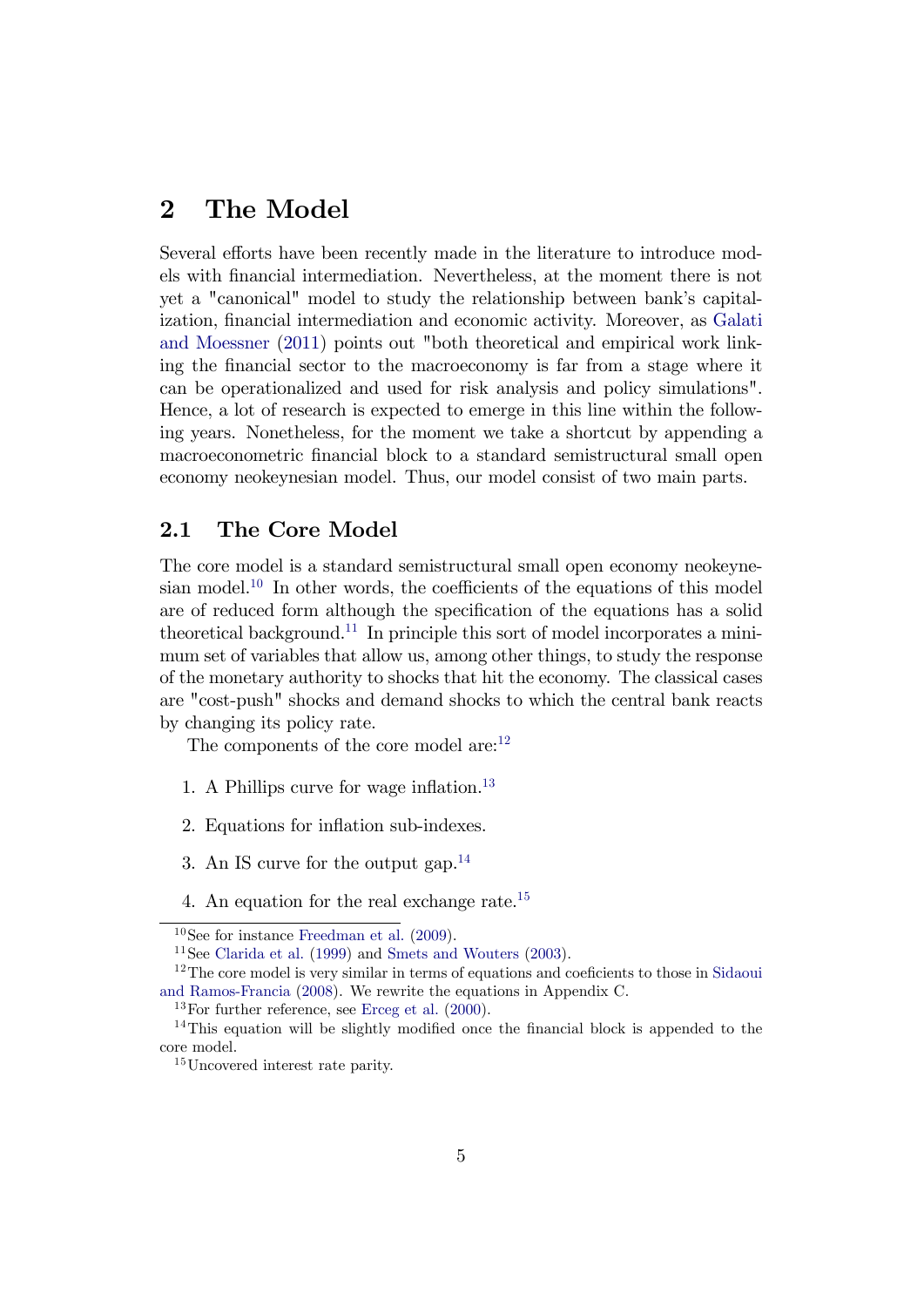# 2 The Model

Several efforts have been recently made in the literature to introduce models with financial intermediation. Nevertheless, at the moment there is not yet a "canonical" model to study the relationship between bank's capitalization, financial intermediation and economic activity. Moreover, as Galati and Moessner (2011) points out "both theoretical and empirical work linking the financial sector to the macroeconomy is far from a stage where it can be operationalized and used for risk analysis and policy simulations". Hence, a lot of research is expected to emerge in this line within the following years. Nonetheless, for the moment we take a shortcut by appending a macroeconometric financial block to a standard semistructural small open economy neokeynesian model. Thus, our model consist of two main parts.

## 2.1 The Core Model

The core model is a standard semistructural small open economy neokeynesian model.[10] In other words, the coefficients of the equations of this model are of reduced form although the specification of the equations has a solid theoretical background.[11] In principle this sort of model incorporates a minimum set of variables that allow us, among other things, to study the response of the monetary authority to shocks that hit the economy. The classical cases are "cost-push" shocks and demand shocks to which the central bank reacts by changing its policy rate.

The components of the core model are:[12]

1. A Phillips curve for wage inflation.[13]
2. Equations for inflation sub-indexes.
3. An IS curve for the output gap.[14]
4. An equation for the real exchange rate.[15]

---

[10] See for instance Freedman et al. (2009).

[11] See Clarida et al. (1999) and Smets and Wouters (2003).

[12] The core model is very similar in terms of equations and coeficients to those in Sidaoui and Ramos-Francia (2008). We rewrite the equations in Appendix C.

[13] For further reference, see Erceg et al. (2000).

[14] This equation will be slightly modified once the financial block is appended to the core model.

[15] Uncovered interest rate parity.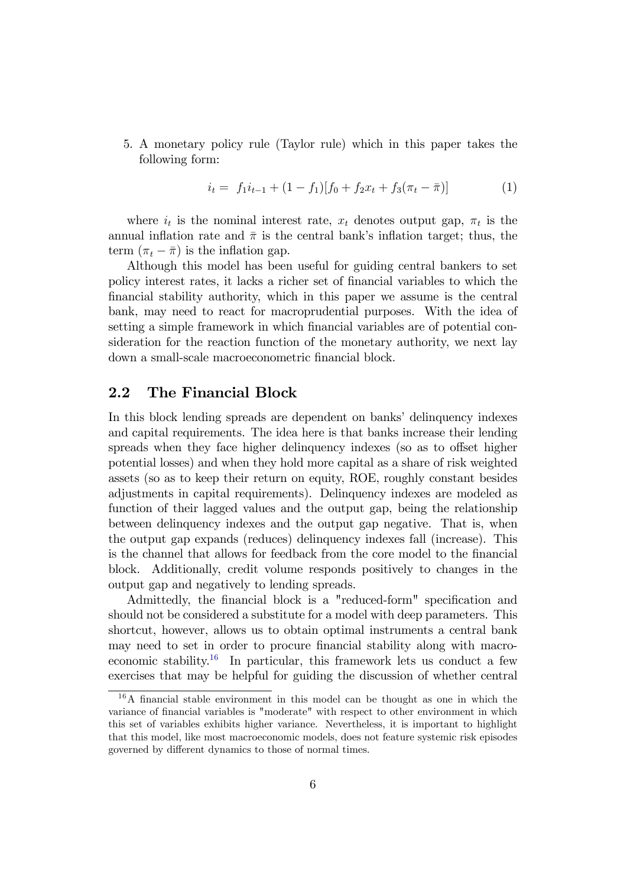5. A monetary policy rule (Taylor rule) which in this paper takes the following form:

$$i_t = f_1 i_{t-1} + (1 - f_1)[f_0 + f_2 x_t + f_3(\pi_t - \bar{\pi})] \tag{1}$$

where $i_t$ is the nominal interest rate, $x_t$ denotes output gap, $\pi_t$ is the annual inflation rate and $\bar{\pi}$ is the central bank's inflation target; thus, the term $(\pi_t - \bar{\pi})$ is the inflation gap.

Although this model has been useful for guiding central bankers to set policy interest rates, it lacks a richer set of financial variables to which the financial stability authority, which in this paper we assume is the central bank, may need to react for macroprudential purposes. With the idea of setting a simple framework in which financial variables are of potential consideration for the reaction function of the monetary authority, we next lay down a small-scale macroeconometric financial block.

## 2.2 The Financial Block

In this block lending spreads are dependent on banks' delinquency indexes and capital requirements. The idea here is that banks increase their lending spreads when they face higher delinquency indexes (so as to offset higher potential losses) and when they hold more capital as a share of risk weighted assets (so as to keep their return on equity, ROE, roughly constant besides adjustments in capital requirements). Delinquency indexes are modeled as function of their lagged values and the output gap, being the relationship between delinquency indexes and the output gap negative. That is, when the output gap expands (reduces) delinquency indexes fall (increase). This is the channel that allows for feedback from the core model to the financial block. Additionally, credit volume responds positively to changes in the output gap and negatively to lending spreads.

Admittedly, the financial block is a "reduced-form" specification and should not be considered a substitute for a model with deep parameters. This shortcut, however, allows us to obtain optimal instruments a central bank may need to set in order to procure financial stability along with macroeconomic stability.[16] In particular, this framework lets us conduct a few exercises that may be helpful for guiding the discussion of whether central

[16] A financial stable environment in this model can be thought as one in which the variance of financial variables is "moderate" with respect to other environment in which this set of variables exhibits higher variance. Nevertheless, it is important to highlight that this model, like most macroeconomic models, does not feature systemic risk episodes governed by different dynamics to those of normal times.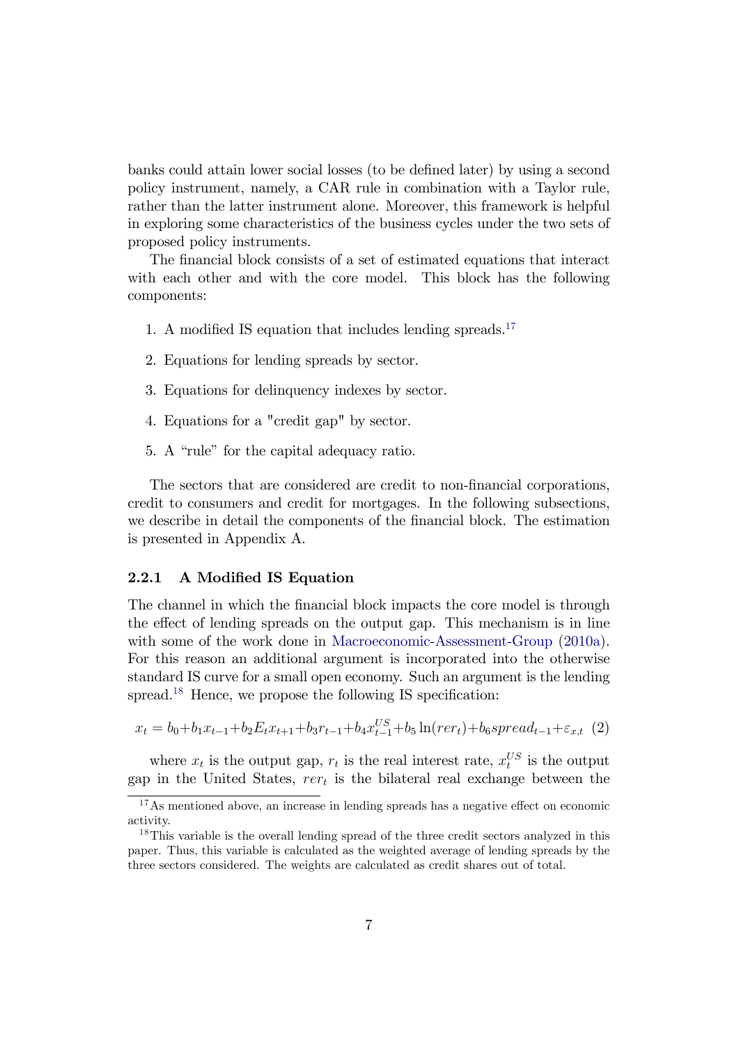banks could attain lower social losses (to be defined later) by using a second policy instrument, namely, a CAR rule in combination with a Taylor rule, rather than the latter instrument alone. Moreover, this framework is helpful in exploring some characteristics of the business cycles under the two sets of proposed policy instruments.

The financial block consists of a set of estimated equations that interact with each other and with the core model. This block has the following components:

1. A modified IS equation that includes lending spreads.[17]
2. Equations for lending spreads by sector.
3. Equations for delinquency indexes by sector.
4. Equations for a "credit gap" by sector.
5. A "rule" for the capital adequacy ratio.

The sectors that are considered are credit to non-financial corporations, credit to consumers and credit for mortgages. In the following subsections, we describe in detail the components of the financial block. The estimation is presented in Appendix A.

### 2.2.1 A Modified IS Equation

The channel in which the financial block impacts the core model is through the effect of lending spreads on the output gap. This mechanism is in line with some of the work done in Macroeconomic-Assessment-Group (2010a). For this reason an additional argument is incorporated into the otherwise standard IS curve for a small open economy. Such an argument is the lending spread.[18] Hence, we propose the following IS specification:

$$x_t = b_0 + b_1 x_{t-1} + b_2 E_t x_{t+1} + b_3 r_{t-1} + b_4 x_{t-1}^{US} + b_5 \ln(rer_t) + b_6 spread_{t-1} + \varepsilon_{x,t} \quad (2)$$

where $x_t$ is the output gap, $r_t$ is the real interest rate, $x_t^{US}$ is the output gap in the United States, $rer_t$ is the bilateral real exchange between the

[17] As mentioned above, an increase in lending spreads has a negative effect on economic activity.

[18] This variable is the overall lending spread of the three credit sectors analyzed in this paper. Thus, this variable is calculated as the weighted average of lending spreads by the three sectors considered. The weights are calculated as credit shares out of total.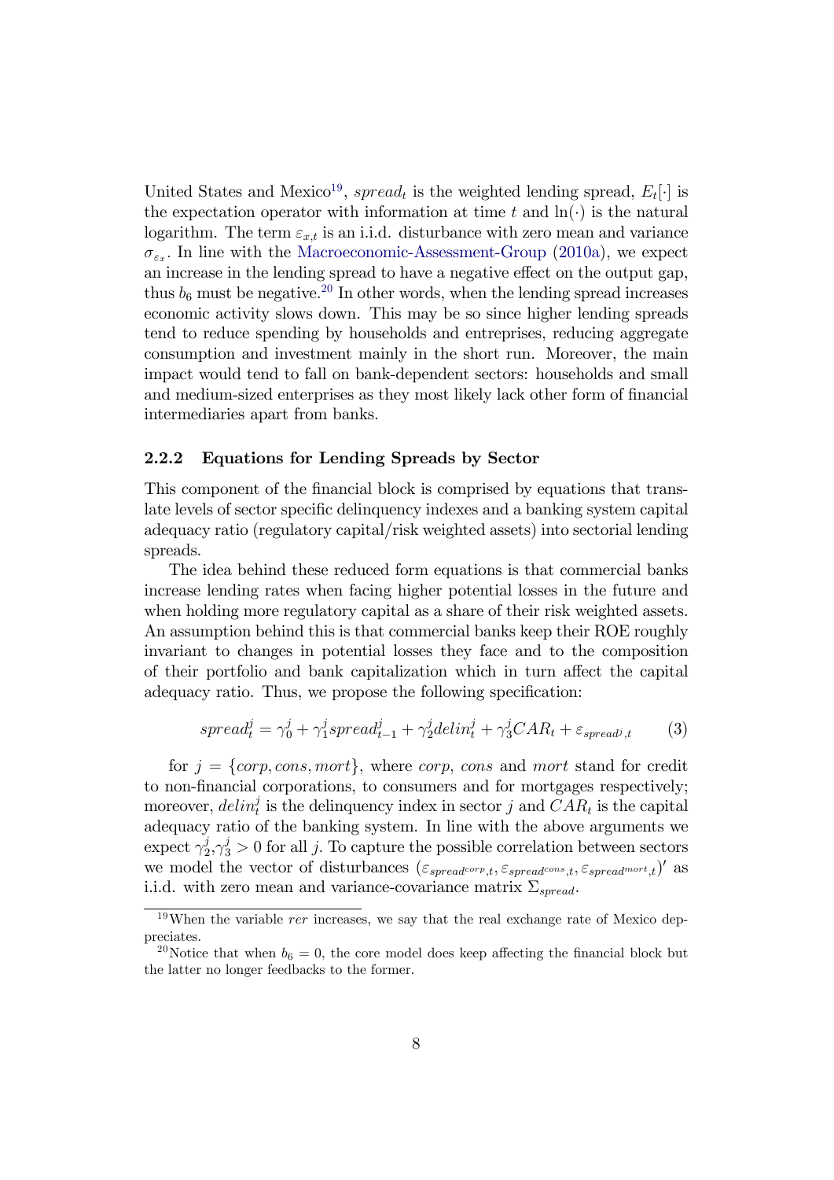United States and Mexico[19], $spread_t$ is the weighted lending spread, $E_t[\cdot]$ is the expectation operator with information at time $t$ and $\ln(\cdot)$ is the natural logarithm. The term $\varepsilon_{x,t}$ is an i.i.d. disturbance with zero mean and variance $\sigma_{\varepsilon_x}$. In line with the Macroeconomic-Assessment-Group (2010a), we expect an increase in the lending spread to have a negative effect on the output gap, thus $b_6$ must be negative.[20] In other words, when the lending spread increases economic activity slows down. This may be so since higher lending spreads tend to reduce spending by households and entreprises, reducing aggregate consumption and investment mainly in the short run. Moreover, the main impact would tend to fall on bank-dependent sectors: households and small and medium-sized enterprises as they most likely lack other form of financial intermediaries apart from banks.

### 2.2.2 Equations for Lending Spreads by Sector

This component of the financial block is comprised by equations that translate levels of sector specific delinquency indexes and a banking system capital adequacy ratio (regulatory capital/risk weighted assets) into sectorial lending spreads.

The idea behind these reduced form equations is that commercial banks increase lending rates when facing higher potential losses in the future and when holding more regulatory capital as a share of their risk weighted assets. An assumption behind this is that commercial banks keep their ROE roughly invariant to changes in potential losses they face and to the composition of their portfolio and bank capitalization which in turn affect the capital adequacy ratio. Thus, we propose the following specification:

$$spread_t^j = \gamma_0^j + \gamma_1^j spread_{t-1}^j + \gamma_2^j delin_t^j + \gamma_3^j CAR_t + \varepsilon_{spread^j,t} \qquad (3)$$

for $j = \{corp, cons, mort\}$, where $corp$, $cons$ and $mort$ stand for credit to non-financial corporations, to consumers and for mortgages respectively; moreover, $delin_t^j$ is the delinquency index in sector $j$ and $CAR_t$ is the capital adequacy ratio of the banking system. In line with the above arguments we expect $\gamma_2^j, \gamma_3^j > 0$ for all $j$. To capture the possible correlation between sectors we model the vector of disturbances $(\varepsilon_{spread^{corp},t}, \varepsilon_{spread^{cons},t}, \varepsilon_{spread^{mort},t})'$ as i.i.d. with zero mean and variance-covariance matrix $\Sigma_{spread}$.

[19] When the variable $rer$ increases, we say that the real exchange rate of Mexico depppreciates.

[20] Notice that when $b_6 = 0$, the core model does keep affecting the financial block but the latter no longer feedbacks to the former.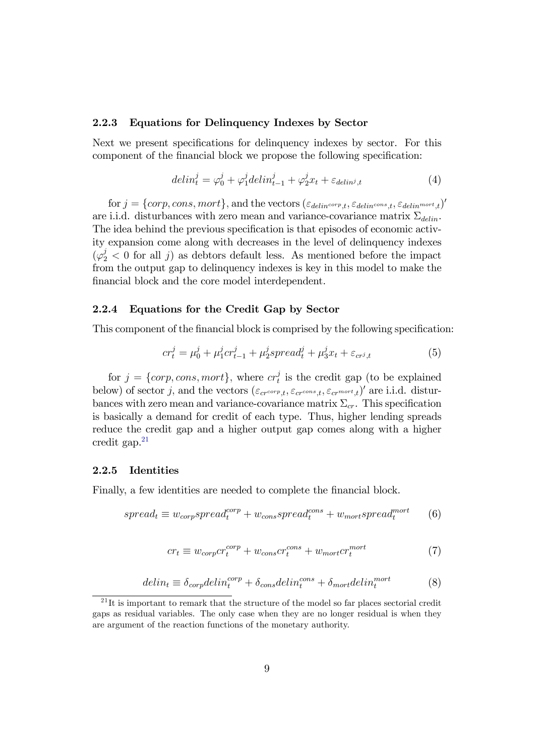### 2.2.3 Equations for Delinquency Indexes by Sector

Next we present specifications for delinquency indexes by sector. For this component of the financial block we propose the following specification:

$$delin_t^j = \varphi_0^j + \varphi_1^j delin_{t-1}^j + \varphi_2^j x_t + \varepsilon_{delin^j,t} \tag{4}$$

for $j = \{corp, cons, mort\}$, and the vectors $(\varepsilon_{delin^{corp},t}, \varepsilon_{delin^{cons},t}, \varepsilon_{delin^{mort},t})'$ are i.i.d. disturbances with zero mean and variance-covariance matrix $\Sigma_{delin}$. The idea behind the previous specification is that episodes of economic activity expansion come along with decreases in the level of delinquency indexes ($\varphi_2^j < 0$ for all $j$) as debtors default less. As mentioned before the impact from the output gap to delinquency indexes is key in this model to make the financial block and the core model interdependent.

### 2.2.4 Equations for the Credit Gap by Sector

This component of the financial block is comprised by the following specification:

$$cr_t^j = \mu_0^j + \mu_1^j cr_{t-1}^j + \mu_2^j spread_t^j + \mu_3^j x_t + \varepsilon_{cr^j,t} \tag{5}$$

for $j = \{corp, cons, mort\}$, where $cr_t^j$ is the credit gap (to be explained below) of sector $j$, and the vectors $(\varepsilon_{cr^{corp},t}, \varepsilon_{cr^{cons},t}, \varepsilon_{cr^{mort},t})'$ are i.i.d. disturbances with zero mean and variance-covariance matrix $\Sigma_{cr}$. This specification is basically a demand for credit of each type. Thus, higher lending spreads reduce the credit gap and a higher output gap comes along with a higher credit gap.[21]

### 2.2.5 Identities

Finally, a few identities are needed to complete the financial block.

$$spread_t \equiv w_{corp} spread_t^{corp} + w_{cons} spread_t^{cons} + w_{mort} spread_t^{mort} \tag{6}$$

$$cr_t \equiv w_{corp} cr_t^{corp} + w_{cons} cr_t^{cons} + w_{mort} cr_t^{mort} \tag{7}$$

$$delin_t \equiv \delta_{corp} delin_t^{corp} + \delta_{cons} delin_t^{cons} + \delta_{mort} delin_t^{mort} \tag{8}$$

[21] It is important to remark that the structure of the model so far places sectorial credit gaps as residual variables. The only case when they are no longer residual is when they are argument of the reaction functions of the monetary authority.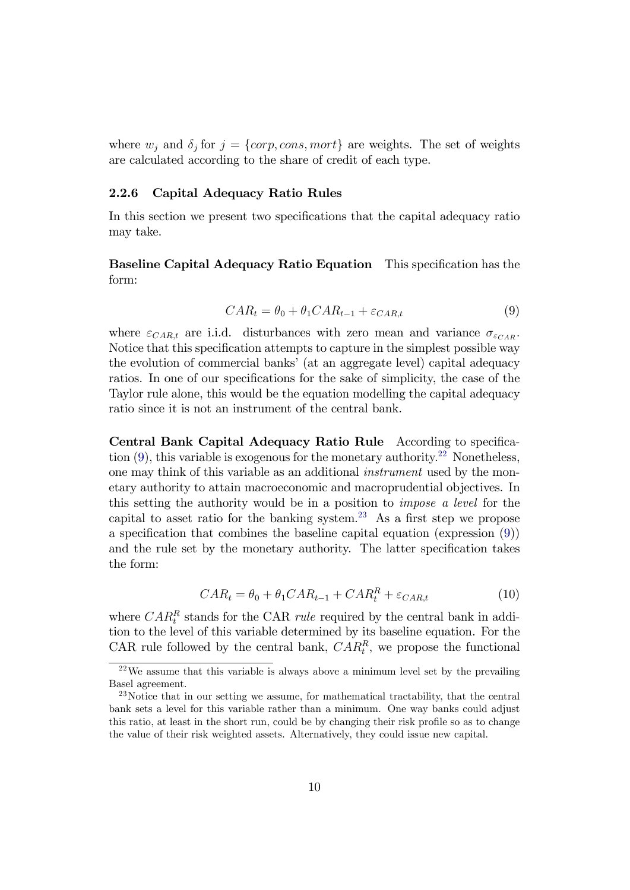where $w_j$ and $\delta_j$ for $j = \{corp, cons, mort\}$ are weights. The set of weights are calculated according to the share of credit of each type.

### 2.2.6 Capital Adequacy Ratio Rules

In this section we present two specifications that the capital adequacy ratio may take.

**Baseline Capital Adequacy Ratio Equation** This specification has the form:

$$CAR_t = \theta_0 + \theta_1 CAR_{t-1} + \varepsilon_{CAR,t} \tag{9}$$

where $\varepsilon_{CAR,t}$ are i.i.d. disturbances with zero mean and variance $\sigma_{\varepsilon_{CAR}}$. Notice that this specification attempts to capture in the simplest possible way the evolution of commercial banks' (at an aggregate level) capital adequacy ratios. In one of our specifications for the sake of simplicity, the case of the Taylor rule alone, this would be the equation modelling the capital adequacy ratio since it is not an instrument of the central bank.

**Central Bank Capital Adequacy Ratio Rule** According to specification (9), this variable is exogenous for the monetary authority.[22] Nonetheless, one may think of this variable as an additional *instrument* used by the monetary authority to attain macroeconomic and macroprudential objectives. In this setting the authority would be in a position to *impose a level* for the capital to asset ratio for the banking system.[23] As a first step we propose a specification that combines the baseline capital equation (expression (9)) and the rule set by the monetary authority. The latter specification takes the form:

$$CAR_t = \theta_0 + \theta_1 CAR_{t-1} + CAR_t^R + \varepsilon_{CAR,t} \tag{10}$$

where $CAR_t^R$ stands for the CAR *rule* required by the central bank in addition to the level of this variable determined by its baseline equation. For the CAR rule followed by the central bank, $CAR_t^R$, we propose the functional

[22] We assume that this variable is always above a minimum level set by the prevailing Basel agreement.

[23] Notice that in our setting we assume, for mathematical tractability, that the central bank sets a level for this variable rather than a minimum. One way banks could adjust this ratio, at least in the short run, could be by changing their risk profile so as to change the value of their risk weighted assets. Alternatively, they could issue new capital.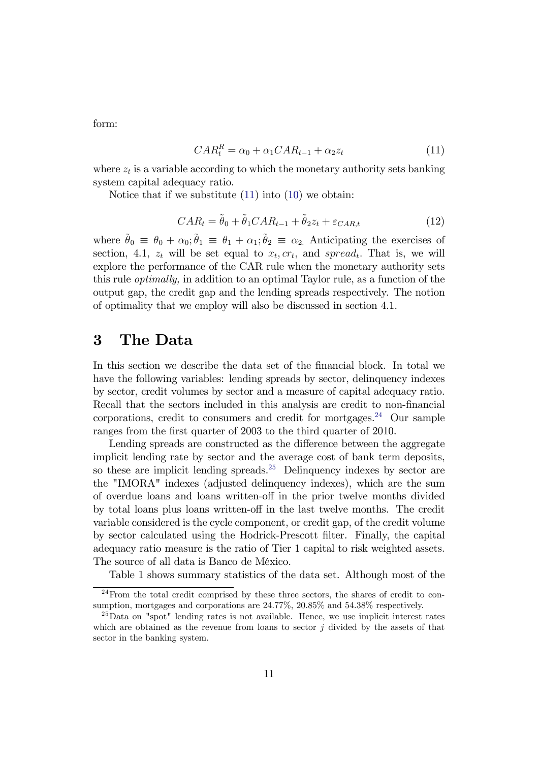form:

$$CAR_t^R = \alpha_0 + \alpha_1 CAR_{t-1} + \alpha_2 z_t \tag{11}$$

where $z_t$ is a variable according to which the monetary authority sets banking system capital adequacy ratio.

Notice that if we substitute (11) into (10) we obtain:

$$CAR_t = \tilde{\theta}_0 + \tilde{\theta}_1 CAR_{t-1} + \tilde{\theta}_2 z_t + \varepsilon_{CAR,t} \tag{12}$$

where $\tilde{\theta}_0 \equiv \theta_0 + \alpha_0; \tilde{\theta}_1 \equiv \theta_1 + \alpha_1; \tilde{\theta}_2 \equiv \alpha_2$. Anticipating the exercises of section, 4.1, $z_t$ will be set equal to $x_t, cr_t$, and $spread_t$. That is, we will explore the performance of the CAR rule when the monetary authority sets this rule *optimally,* in addition to an optimal Taylor rule, as a function of the output gap, the credit gap and the lending spreads respectively. The notion of optimality that we employ will also be discussed in section 4.1.

# 3 The Data

In this section we describe the data set of the financial block. In total we have the following variables: lending spreads by sector, delinquency indexes by sector, credit volumes by sector and a measure of capital adequacy ratio. Recall that the sectors included in this analysis are credit to non-financial corporations, credit to consumers and credit for mortgages.[24] Our sample ranges from the first quarter of 2003 to the third quarter of 2010.

Lending spreads are constructed as the difference between the aggregate implicit lending rate by sector and the average cost of bank term deposits, so these are implicit lending spreads.[25] Delinquency indexes by sector are the "IMORA" indexes (adjusted delinquency indexes), which are the sum of overdue loans and loans written-off in the prior twelve months divided by total loans plus loans written-off in the last twelve months. The credit variable considered is the cycle component, or credit gap, of the credit volume by sector calculated using the Hodrick-Prescott filter. Finally, the capital adequacy ratio measure is the ratio of Tier 1 capital to risk weighted assets. The source of all data is Banco de México.

Table 1 shows summary statistics of the data set. Although most of the

[24] From the total credit comprised by these three sectors, the shares of credit to consumption, mortgages and corporations are 24.77%, 20.85% and 54.38% respectively.

[25] Data on "spot" lending rates is not available. Hence, we use implicit interest rates which are obtained as the revenue from loans to sector $j$ divided by the assets of that sector in the banking system.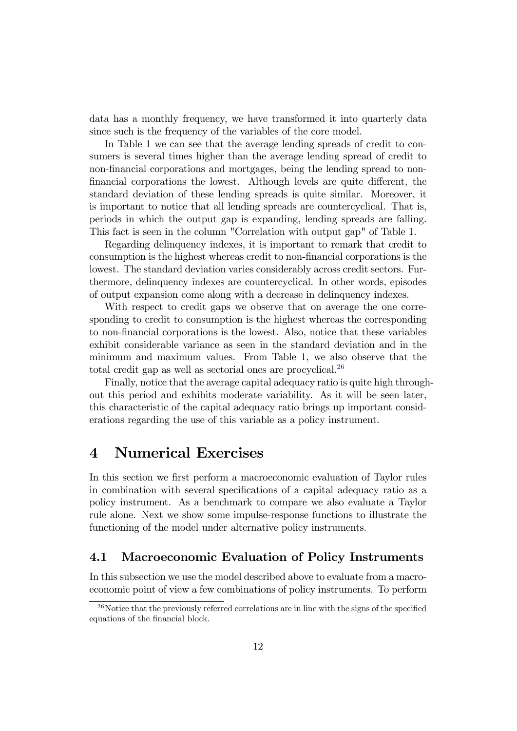data has a monthly frequency, we have transformed it into quarterly data since such is the frequency of the variables of the core model.

In Table 1 we can see that the average lending spreads of credit to consumers is several times higher than the average lending spread of credit to non-financial corporations and mortgages, being the lending spread to non-financial corporations the lowest. Although levels are quite different, the standard deviation of these lending spreads is quite similar. Moreover, it is important to notice that all lending spreads are countercyclical. That is, periods in which the output gap is expanding, lending spreads are falling. This fact is seen in the column "Correlation with output gap" of Table 1.

Regarding delinquency indexes, it is important to remark that credit to consumption is the highest whereas credit to non-financial corporations is the lowest. The standard deviation varies considerably across credit sectors. Furthermore, delinquency indexes are countercyclical. In other words, episodes of output expansion come along with a decrease in delinquency indexes.

With respect to credit gaps we observe that on average the one corresponding to credit to consumption is the highest whereas the corresponding to non-financial corporations is the lowest. Also, notice that these variables exhibit considerable variance as seen in the standard deviation and in the minimum and maximum values. From Table 1, we also observe that the total credit gap as well as sectorial ones are procyclical.[26]

Finally, notice that the average capital adequacy ratio is quite high throughout this period and exhibits moderate variability. As it will be seen later, this characteristic of the capital adequacy ratio brings up important considerations regarding the use of this variable as a policy instrument.

# 4 Numerical Exercises

In this section we first perform a macroeconomic evaluation of Taylor rules in combination with several specifications of a capital adequacy ratio as a policy instrument. As a benchmark to compare we also evaluate a Taylor rule alone. Next we show some impulse-response functions to illustrate the functioning of the model under alternative policy instruments.

## 4.1 Macroeconomic Evaluation of Policy Instruments

In this subsection we use the model described above to evaluate from a macroeconomic point of view a few combinations of policy instruments. To perform

[26] Notice that the previously referred correlations are in line with the signs of the specified equations of the financial block.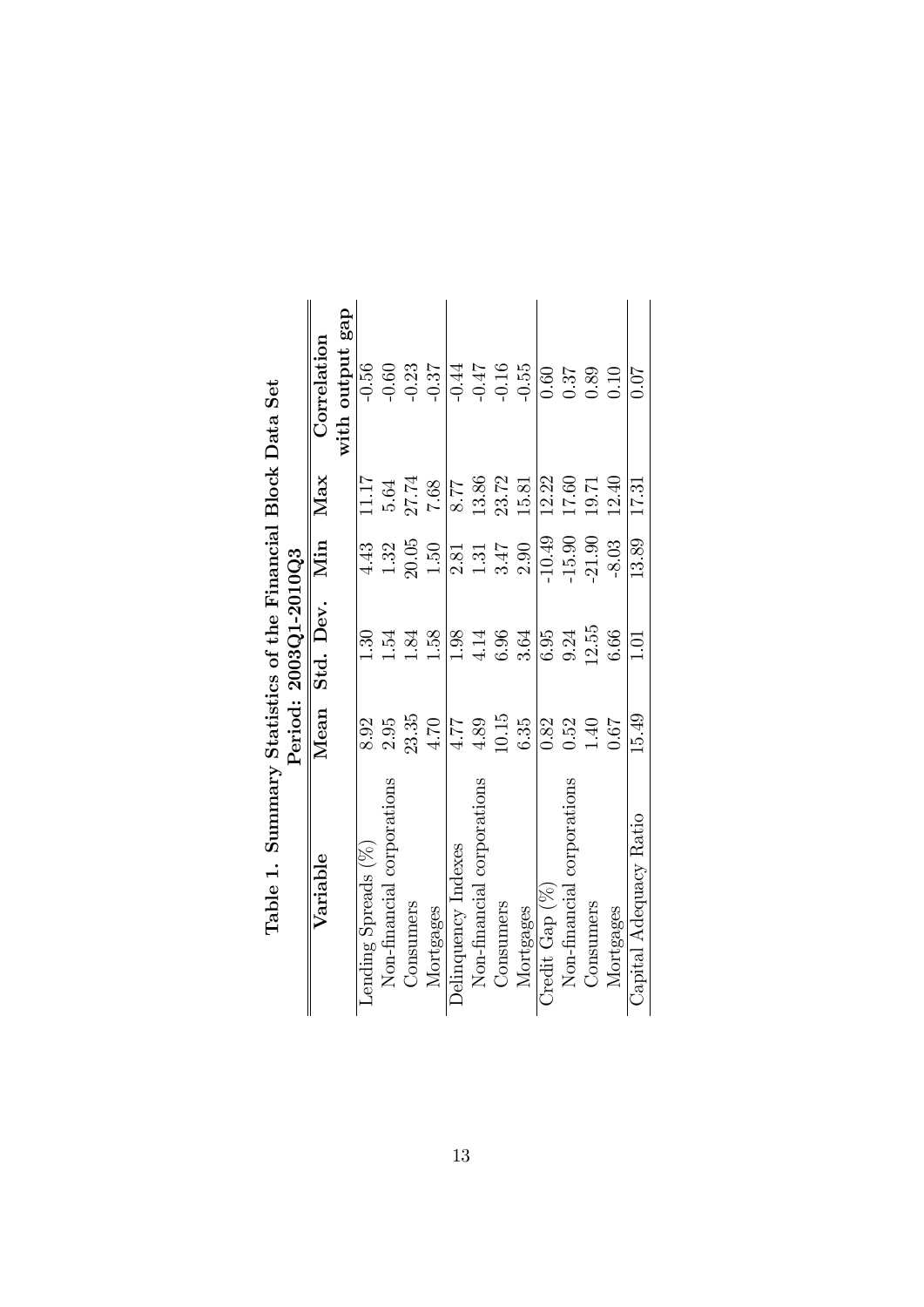**Table 1. Summary Statistics of the Financial Block Data Set**

**Period: 2003Q1-2010Q3**

| Variable | Mean | Std. Dev. | Min | Max | Correlation with output gap |
|---|---|---|---|---|---|
| Lending Spreads (%) | 8.92 | 1.30 | 4.43 | 11.17 | -0.56 |
| Non-financial corporations | 2.95 | 1.54 | 1.32 | 5.64 | -0.60 |
| Consumers | 23.35 | 1.84 | 20.05 | 27.74 | -0.23 |
| Mortgages | 4.70 | 1.58 | 1.50 | 7.68 | -0.37 |
| Delinquency Indexes | 4.77 | 1.98 | 2.81 | 8.77 | -0.44 |
| Non-financial corporations | 4.89 | 4.14 | 1.31 | 13.86 | -0.47 |
| Consumers | 10.15 | 6.96 | 3.47 | 23.72 | -0.16 |
| Mortgages | 6.35 | 3.64 | 2.90 | 15.81 | -0.55 |
| Credit Gap (%) | 0.82 | 6.95 | -10.49 | 12.22 | 0.60 |
| Non-financial corporations | 0.52 | 9.24 | -15.90 | 17.60 | 0.37 |
| Consumers | 1.40 | 12.55 | -21.90 | 19.71 | 0.89 |
| Mortgages | 0.67 | 6.66 | -8.03 | 12.40 | 0.10 |
| Capital Adequacy Ratio | 15.49 | 1.01 | 13.89 | 17.31 | 0.07 |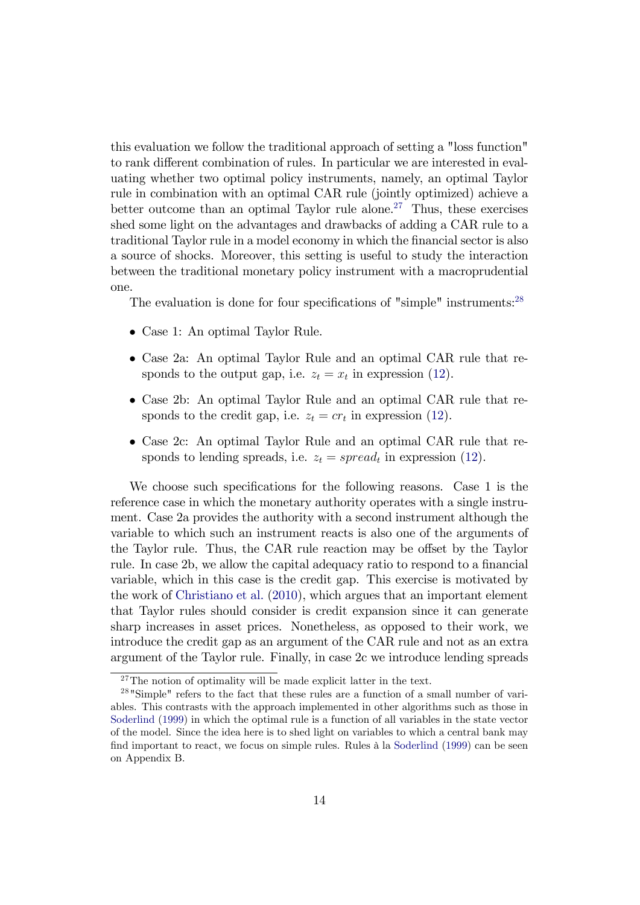this evaluation we follow the traditional approach of setting a "loss function" to rank different combination of rules. In particular we are interested in evaluating whether two optimal policy instruments, namely, an optimal Taylor rule in combination with an optimal CAR rule (jointly optimized) achieve a better outcome than an optimal Taylor rule alone.[27] Thus, these exercises shed some light on the advantages and drawbacks of adding a CAR rule to a traditional Taylor rule in a model economy in which the financial sector is also a source of shocks. Moreover, this setting is useful to study the interaction between the traditional monetary policy instrument with a macroprudential one.

The evaluation is done for four specifications of "simple" instruments:[28]

- Case 1: An optimal Taylor Rule.
- Case 2a: An optimal Taylor Rule and an optimal CAR rule that responds to the output gap, i.e. $z_t = x_t$ in expression (12).
- Case 2b: An optimal Taylor Rule and an optimal CAR rule that responds to the credit gap, i.e. $z_t = cr_t$ in expression (12).
- Case 2c: An optimal Taylor Rule and an optimal CAR rule that responds to lending spreads, i.e. $z_t = spread_t$ in expression (12).

We choose such specifications for the following reasons. Case 1 is the reference case in which the monetary authority operates with a single instrument. Case 2a provides the authority with a second instrument although the variable to which such an instrument reacts is also one of the arguments of the Taylor rule. Thus, the CAR rule reaction may be offset by the Taylor rule. In case 2b, we allow the capital adequacy ratio to respond to a financial variable, which in this case is the credit gap. This exercise is motivated by the work of Christiano et al. (2010), which argues that an important element that Taylor rules should consider is credit expansion since it can generate sharp increases in asset prices. Nonetheless, as opposed to their work, we introduce the credit gap as an argument of the CAR rule and not as an extra argument of the Taylor rule. Finally, in case 2c we introduce lending spreads

[27] The notion of optimality will be made explicit latter in the text.

[28] "Simple" refers to the fact that these rules are a function of a small number of variables. This contrasts with the approach implemented in other algorithms such as those in Soderlind (1999) in which the optimal rule is a function of all variables in the state vector of the model. Since the idea here is to shed light on variables to which a central bank may find important to react, we focus on simple rules. Rules à la Soderlind (1999) can be seen on Appendix B.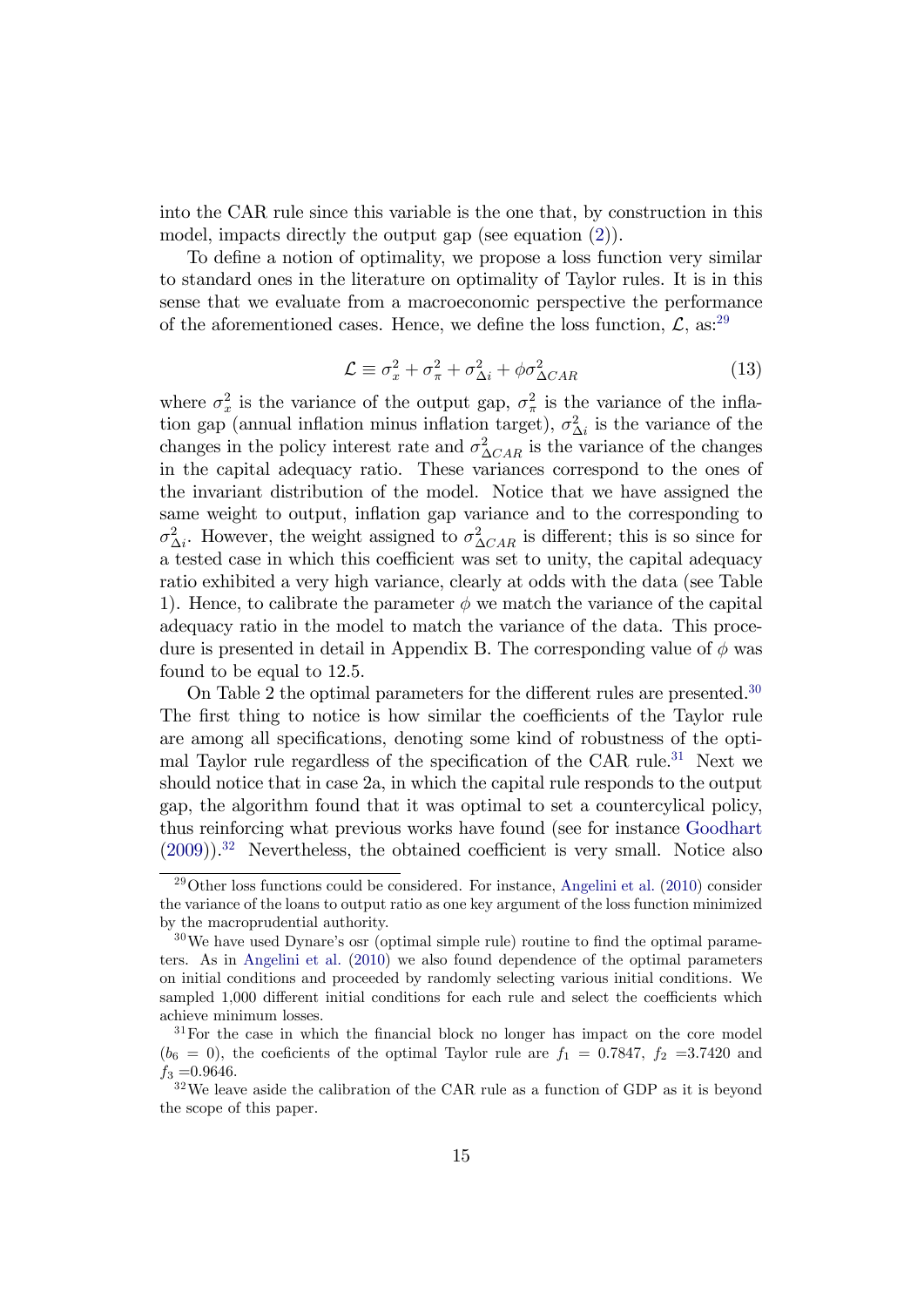into the CAR rule since this variable is the one that, by construction in this model, impacts directly the output gap (see equation (2)).

To define a notion of optimality, we propose a loss function very similar to standard ones in the literature on optimality of Taylor rules. It is in this sense that we evaluate from a macroeconomic perspective the performance of the aforementioned cases. Hence, we define the loss function, $\mathcal{L}$, as:[29]

$$\mathcal{L} \equiv \sigma_x^2 + \sigma_\pi^2 + \sigma_{\Delta i}^2 + \phi \sigma_{\Delta CAR}^2 \tag{13}$$

where $\sigma_x^2$ is the variance of the output gap, $\sigma_\pi^2$ is the variance of the inflation gap (annual inflation minus inflation target), $\sigma_{\Delta i}^2$ is the variance of the changes in the policy interest rate and $\sigma_{\Delta CAR}^2$ is the variance of the changes in the capital adequacy ratio. These variances correspond to the ones of the invariant distribution of the model. Notice that we have assigned the same weight to output, inflation gap variance and to the corresponding to $\sigma_{\Delta i}^2$. However, the weight assigned to $\sigma_{\Delta CAR}^2$ is different; this is so since for a tested case in which this coefficient was set to unity, the capital adequacy ratio exhibited a very high variance, clearly at odds with the data (see Table 1). Hence, to calibrate the parameter $\phi$ we match the variance of the capital adequacy ratio in the model to match the variance of the data. This procedure is presented in detail in Appendix B. The corresponding value of $\phi$ was found to be equal to 12.5.

On Table 2 the optimal parameters for the different rules are presented.[30] The first thing to notice is how similar the coefficients of the Taylor rule are among all specifications, denoting some kind of robustness of the optimal Taylor rule regardless of the specification of the CAR rule.[31] Next we should notice that in case 2a, in which the capital rule responds to the output gap, the algorithm found that it was optimal to set a countercylical policy, thus reinforcing what previous works have found (see for instance Goodhart (2009)).[32] Nevertheless, the obtained coefficient is very small. Notice also

[29] Other loss functions could be considered. For instance, Angelini et al. (2010) consider the variance of the loans to output ratio as one key argument of the loss function minimized by the macroprudential authority.

[30] We have used Dynare's osr (optimal simple rule) routine to find the optimal parameters. As in Angelini et al. (2010) we also found dependence of the optimal parameters on initial conditions and proceeded by randomly selecting various initial conditions. We sampled 1,000 different initial conditions for each rule and select the coefficients which achieve minimum losses.

[31] For the case in which the financial block no longer has impact on the core model ($b_6 = 0$), the coeficients of the optimal Taylor rule are $f_1 = 0.7847$, $f_2 = 3.7420$ and $f_3 = 0.9646$.

[32] We leave aside the calibration of the CAR rule as a function of GDP as it is beyond the scope of this paper.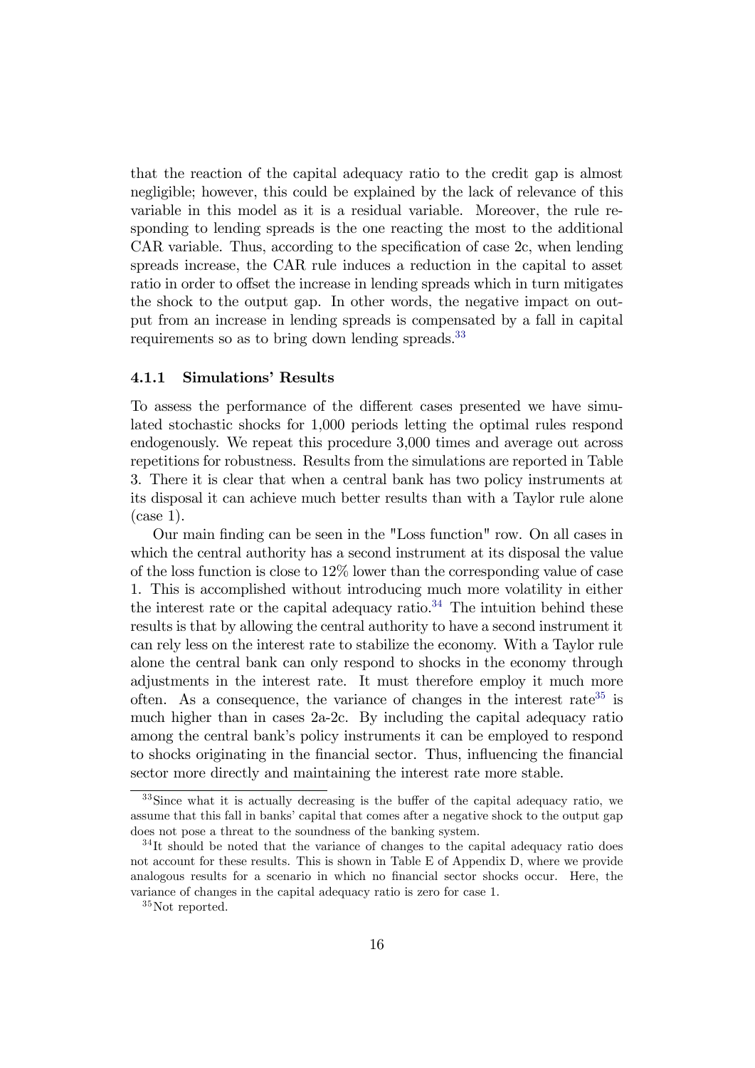that the reaction of the capital adequacy ratio to the credit gap is almost negligible; however, this could be explained by the lack of relevance of this variable in this model as it is a residual variable. Moreover, the rule responding to lending spreads is the one reacting the most to the additional CAR variable. Thus, according to the specification of case 2c, when lending spreads increase, the CAR rule induces a reduction in the capital to asset ratio in order to offset the increase in lending spreads which in turn mitigates the shock to the output gap. In other words, the negative impact on output from an increase in lending spreads is compensated by a fall in capital requirements so as to bring down lending spreads.[33]

### 4.1.1 Simulations' Results

To assess the performance of the different cases presented we have simulated stochastic shocks for 1,000 periods letting the optimal rules respond endogenously. We repeat this procedure 3,000 times and average out across repetitions for robustness. Results from the simulations are reported in Table 3. There it is clear that when a central bank has two policy instruments at its disposal it can achieve much better results than with a Taylor rule alone (case 1).

Our main finding can be seen in the "Loss function" row. On all cases in which the central authority has a second instrument at its disposal the value of the loss function is close to 12% lower than the corresponding value of case 1. This is accomplished without introducing much more volatility in either the interest rate or the capital adequacy ratio.[34] The intuition behind these results is that by allowing the central authority to have a second instrument it can rely less on the interest rate to stabilize the economy. With a Taylor rule alone the central bank can only respond to shocks in the economy through adjustments in the interest rate. It must therefore employ it much more often. As a consequence, the variance of changes in the interest rate[35] is much higher than in cases 2a-2c. By including the capital adequacy ratio among the central bank's policy instruments it can be employed to respond to shocks originating in the financial sector. Thus, influencing the financial sector more directly and maintaining the interest rate more stable.

[33] Since what it is actually decreasing is the buffer of the capital adequacy ratio, we assume that this fall in banks' capital that comes after a negative shock to the output gap does not pose a threat to the soundness of the banking system.

[34] It should be noted that the variance of changes to the capital adequacy ratio does not account for these results. This is shown in Table E of Appendix D, where we provide analogous results for a scenario in which no financial sector shocks occur. Here, the variance of changes in the capital adequacy ratio is zero for case 1.

[35] Not reported.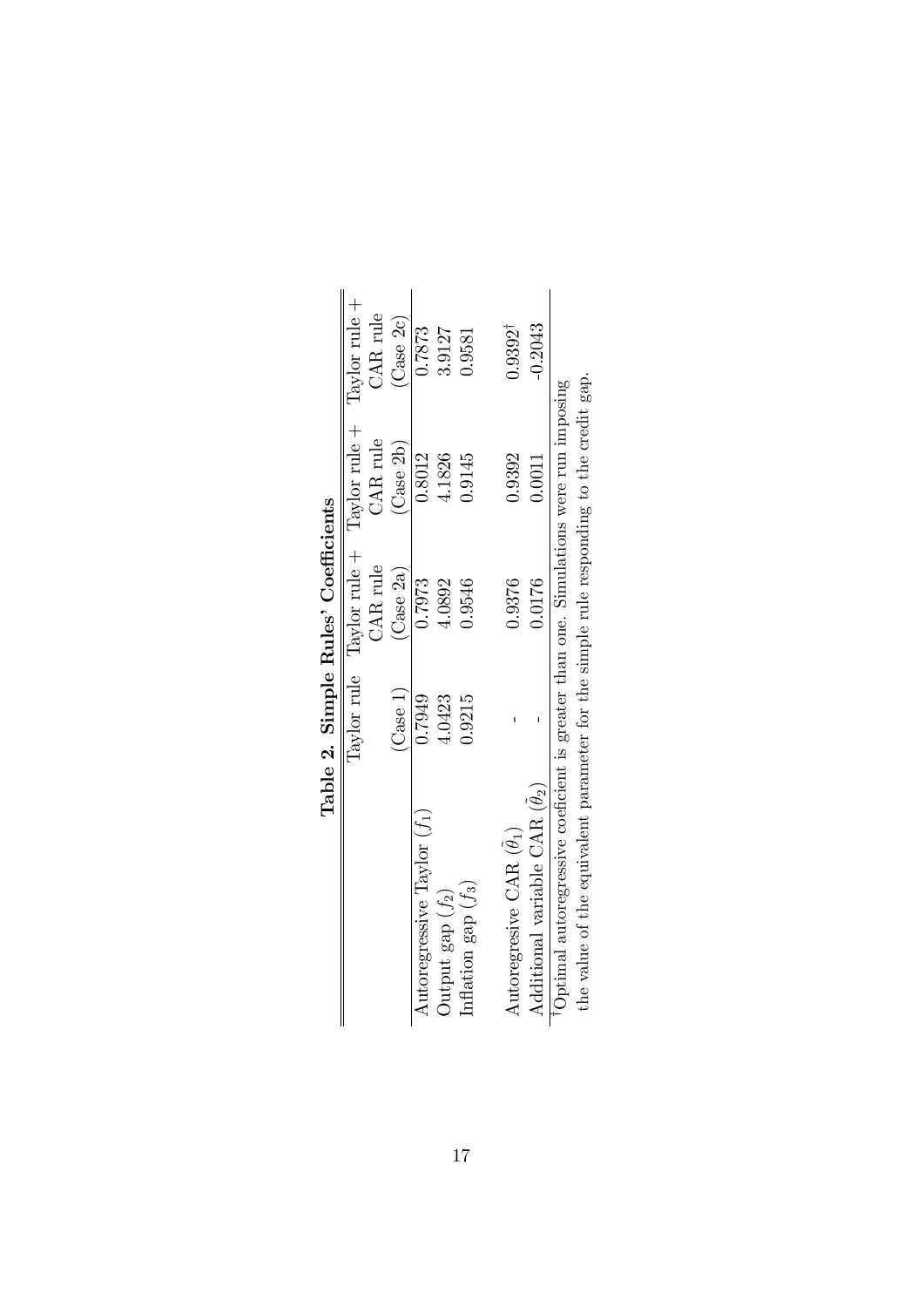**Table 2. Simple Rules' Coefficients**

| | Taylor rule (Case 1) | Taylor rule + CAR rule (Case 2a) | Taylor rule + CAR rule (Case 2b) | Taylor rule + CAR rule (Case 2c) |
|---|---|---|---|---|
| Autoregressive Taylor ($f_1$) | 0.7949 | 0.7973 | 0.8012 | 0.7873 |
| Output gap ($f_2$) | 4.0423 | 4.0892 | 4.1826 | 3.9127 |
| Inflation gap ($f_3$) | 0.9215 | 0.9546 | 0.9145 | 0.9581 |
| Autoregresive CAR ($\tilde{\theta}_1$) | - | 0.9376 | 0.9392 | 0.9392[†] |
| Additional variable CAR ($\tilde{\theta}_2$) | - | 0.0176 | 0.0011 | -0.2043 |

[†]Optimal autoregressive coeficient is greater than one. Simulations were run imposing the value of the equivalent parameter for the simple rule responding to the credit gap.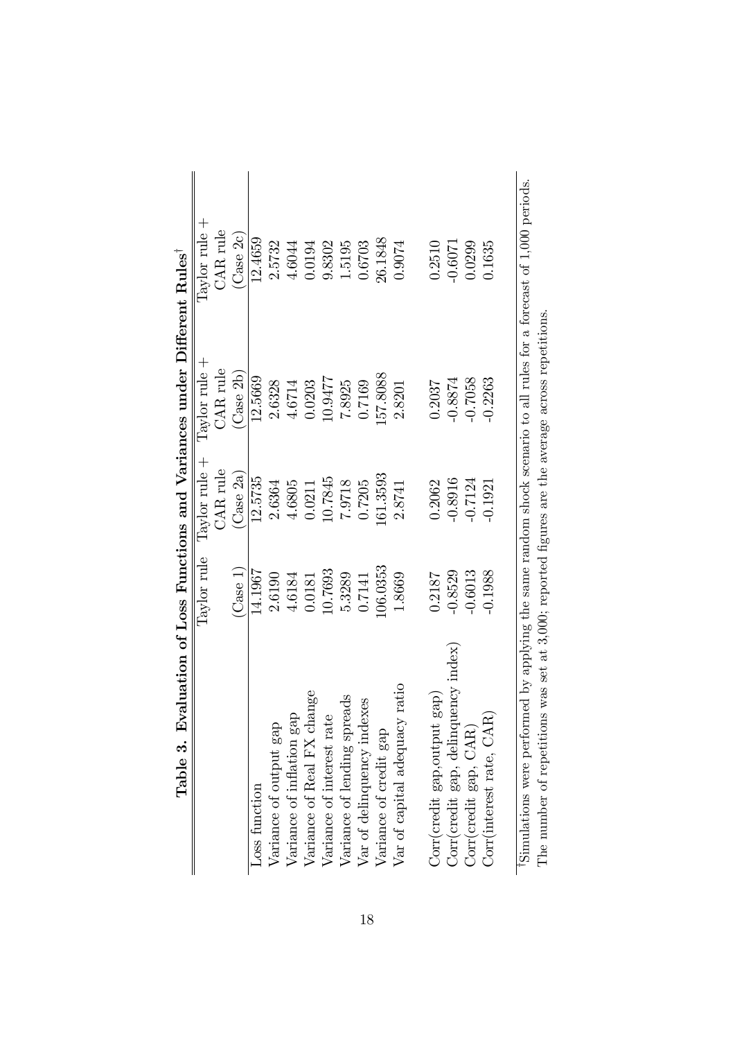**Table 3. Evaluation of Loss Functions and Variances under Different Rules**[†]

| | Taylor rule (Case 1) | Taylor rule + CAR rule (Case 2a) | Taylor rule + CAR rule (Case 2b) | Taylor rule + CAR rule (Case 2c) |
|---|---|---|---|---|
| Loss function | 14.1967 | 12.5735 | 12.5669 | 12.4659 |
| Variance of output gap | 2.6190 | 2.6364 | 2.6328 | 2.5732 |
| Variance of inflation gap | 4.6184 | 4.6805 | 4.6714 | 4.6044 |
| Variance of Real FX change | 0.0181 | 0.0211 | 0.0203 | 0.0194 |
| Variance of interest rate | 10.7693 | 10.7845 | 10.9477 | 9.8302 |
| Variance of lending spreads | 5.3289 | 7.9718 | 7.8925 | 1.5195 |
| Var of delinquency indexes | 0.7141 | 0.7205 | 0.7169 | 0.6703 |
| Variance of credit gap | 106.0353 | 161.3593 | 157.8088 | 26.1848 |
| Var of capital adequacy ratio | 1.8669 | 2.8741 | 2.8201 | 0.9074 |
| | | | | |
| Corr(credit gap,output gap) | 0.2187 | 0.2062 | 0.2037 | 0.2510 |
| Corr(credit gap, delinquency index) | -0.8529 | -0.8916 | -0.8874 | -0.6071 |
| Corr(credit gap, CAR) | -0.6013 | -0.7124 | -0.7058 | 0.0299 |
| Corr(interest rate, CAR) | -0.1988 | -0.1921 | -0.2263 | 0.1635 |

[†]Simulations were performed by applying the same random shock scenario to all rules for a forecast of 1,000 periods. The number of repetitions was set at 3,000; reported figures are the average across repetitions.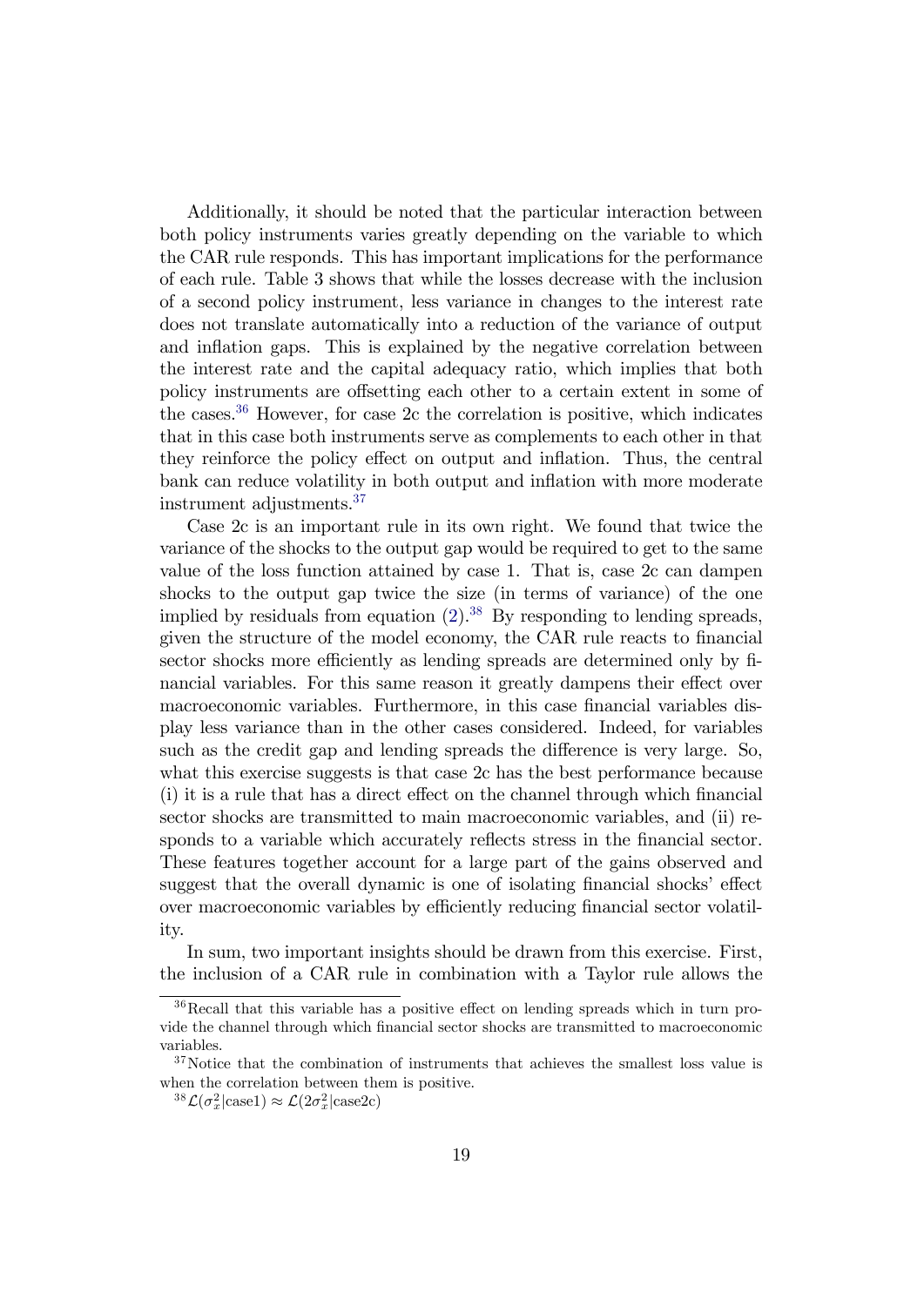Additionally, it should be noted that the particular interaction between both policy instruments varies greatly depending on the variable to which the CAR rule responds. This has important implications for the performance of each rule. Table 3 shows that while the losses decrease with the inclusion of a second policy instrument, less variance in changes to the interest rate does not translate automatically into a reduction of the variance of output and inflation gaps. This is explained by the negative correlation between the interest rate and the capital adequacy ratio, which implies that both policy instruments are offsetting each other to a certain extent in some of the cases.[36] However, for case 2c the correlation is positive, which indicates that in this case both instruments serve as complements to each other in that they reinforce the policy effect on output and inflation. Thus, the central bank can reduce volatility in both output and inflation with more moderate instrument adjustments.[37]

Case 2c is an important rule in its own right. We found that twice the variance of the shocks to the output gap would be required to get to the same value of the loss function attained by case 1. That is, case 2c can dampen shocks to the output gap twice the size (in terms of variance) of the one implied by residuals from equation (2).[38] By responding to lending spreads, given the structure of the model economy, the CAR rule reacts to financial sector shocks more efficiently as lending spreads are determined only by financial variables. For this same reason it greatly dampens their effect over macroeconomic variables. Furthermore, in this case financial variables display less variance than in the other cases considered. Indeed, for variables such as the credit gap and lending spreads the difference is very large. So, what this exercise suggests is that case 2c has the best performance because (i) it is a rule that has a direct effect on the channel through which financial sector shocks are transmitted to main macroeconomic variables, and (ii) responds to a variable which accurately reflects stress in the financial sector. These features together account for a large part of the gains observed and suggest that the overall dynamic is one of isolating financial shocks' effect over macroeconomic variables by efficiently reducing financial sector volatility.

In sum, two important insights should be drawn from this exercise. First, the inclusion of a CAR rule in combination with a Taylor rule allows the

[36] Recall that this variable has a positive effect on lending spreads which in turn provide the channel through which financial sector shocks are transmitted to macroeconomic variables.

[37] Notice that the combination of instruments that achieves the smallest loss value is when the correlation between them is positive.

[38] $\mathcal{L}(\sigma_x^2|\text{case1}) \approx \mathcal{L}(2\sigma_x^2|\text{case2c})$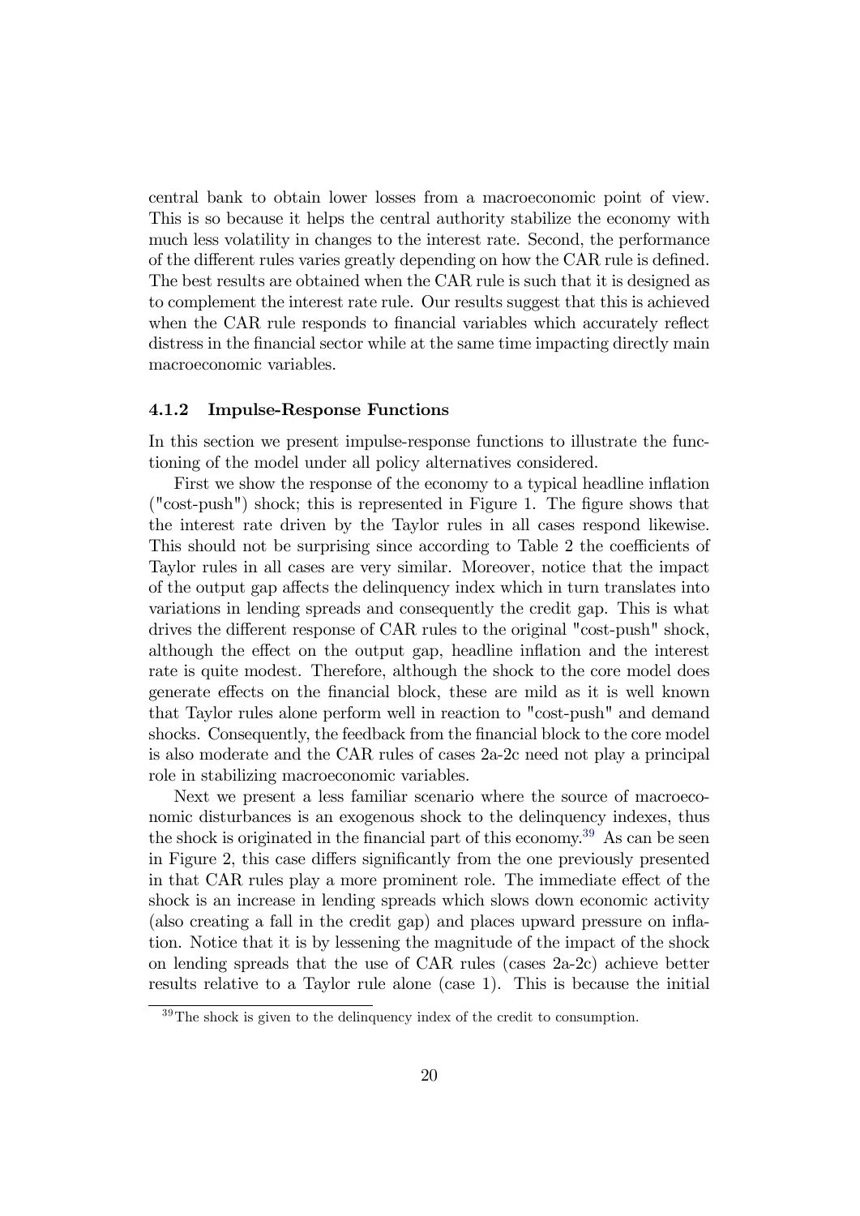central bank to obtain lower losses from a macroeconomic point of view. This is so because it helps the central authority stabilize the economy with much less volatility in changes to the interest rate. Second, the performance of the different rules varies greatly depending on how the CAR rule is defined. The best results are obtained when the CAR rule is such that it is designed as to complement the interest rate rule. Our results suggest that this is achieved when the CAR rule responds to financial variables which accurately reflect distress in the financial sector while at the same time impacting directly main macroeconomic variables.

### 4.1.2 Impulse-Response Functions

In this section we present impulse-response functions to illustrate the functioning of the model under all policy alternatives considered.

First we show the response of the economy to a typical headline inflation ("cost-push") shock; this is represented in Figure 1. The figure shows that the interest rate driven by the Taylor rules in all cases respond likewise. This should not be surprising since according to Table 2 the coefficients of Taylor rules in all cases are very similar. Moreover, notice that the impact of the output gap affects the delinquency index which in turn translates into variations in lending spreads and consequently the credit gap. This is what drives the different response of CAR rules to the original "cost-push" shock, although the effect on the output gap, headline inflation and the interest rate is quite modest. Therefore, although the shock to the core model does generate effects on the financial block, these are mild as it is well known that Taylor rules alone perform well in reaction to "cost-push" and demand shocks. Consequently, the feedback from the financial block to the core model is also moderate and the CAR rules of cases 2a-2c need not play a principal role in stabilizing macroeconomic variables.

Next we present a less familiar scenario where the source of macroeconomic disturbances is an exogenous shock to the delinquency indexes, thus the shock is originated in the financial part of this economy.[39] As can be seen in Figure 2, this case differs significantly from the one previously presented in that CAR rules play a more prominent role. The immediate effect of the shock is an increase in lending spreads which slows down economic activity (also creating a fall in the credit gap) and places upward pressure on inflation. Notice that it is by lessening the magnitude of the impact of the shock on lending spreads that the use of CAR rules (cases 2a-2c) achieve better results relative to a Taylor rule alone (case 1). This is because the initial

[39] The shock is given to the delinquency index of the credit to consumption.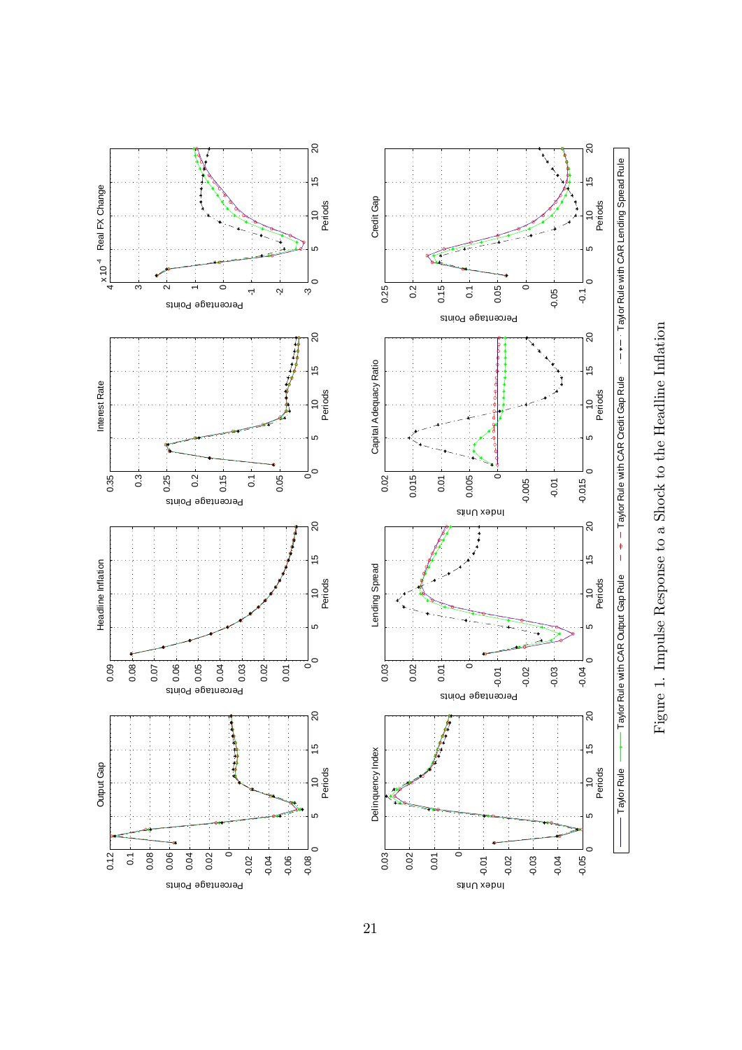Figure 1. Impulse Response to a Shock to the Headline Inflation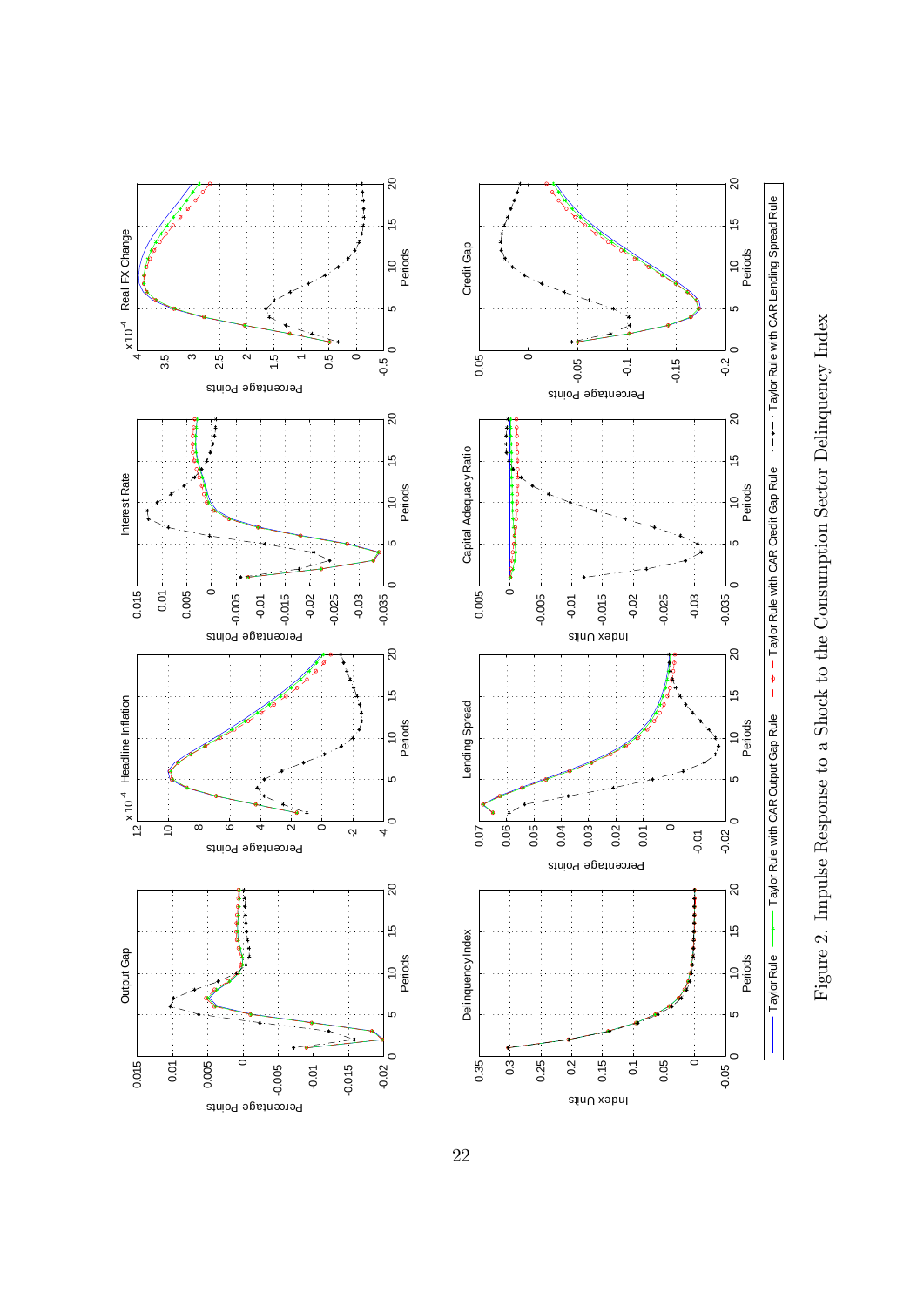Figure 2. Impulse Response to a Shock to the Consumption Sector Delinquency Index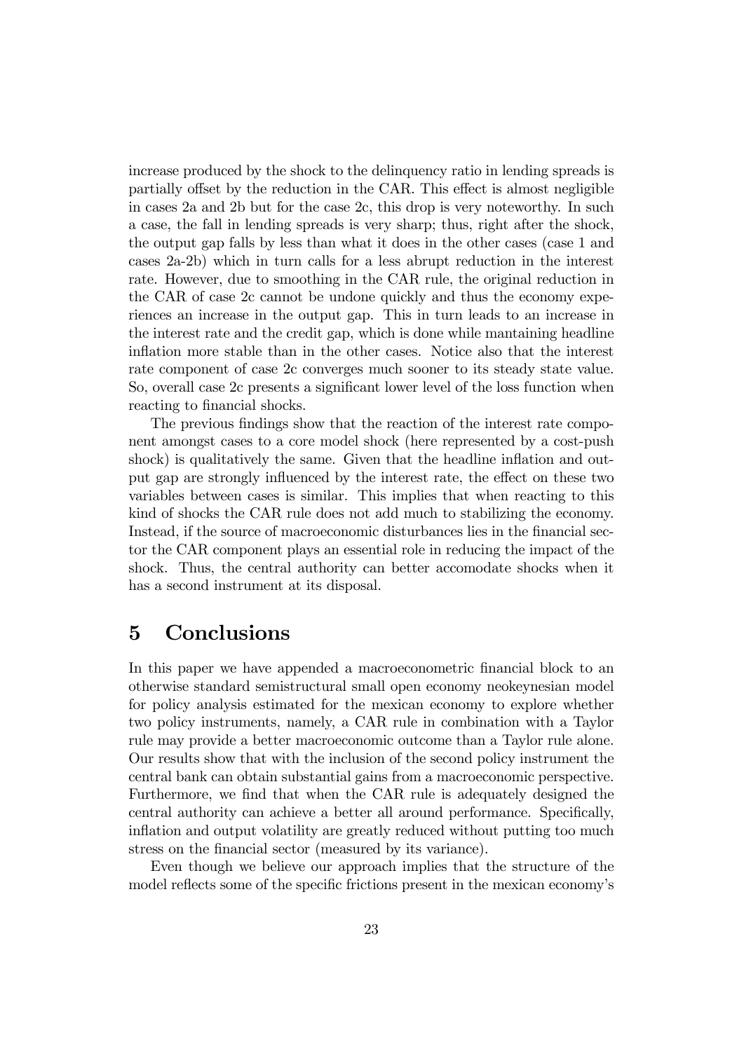increase produced by the shock to the delinquency ratio in lending spreads is partially offset by the reduction in the CAR. This effect is almost negligible in cases 2a and 2b but for the case 2c, this drop is very noteworthy. In such a case, the fall in lending spreads is very sharp; thus, right after the shock, the output gap falls by less than what it does in the other cases (case 1 and cases 2a-2b) which in turn calls for a less abrupt reduction in the interest rate. However, due to smoothing in the CAR rule, the original reduction in the CAR of case 2c cannot be undone quickly and thus the economy experiences an increase in the output gap. This in turn leads to an increase in the interest rate and the credit gap, which is done while mantaining headline inflation more stable than in the other cases. Notice also that the interest rate component of case 2c converges much sooner to its steady state value. So, overall case 2c presents a significant lower level of the loss function when reacting to financial shocks.

The previous findings show that the reaction of the interest rate component amongst cases to a core model shock (here represented by a cost-push shock) is qualitatively the same. Given that the headline inflation and output gap are strongly influenced by the interest rate, the effect on these two variables between cases is similar. This implies that when reacting to this kind of shocks the CAR rule does not add much to stabilizing the economy. Instead, if the source of macroeconomic disturbances lies in the financial sector the CAR component plays an essential role in reducing the impact of the shock. Thus, the central authority can better accomodate shocks when it has a second instrument at its disposal.

# 5 Conclusions

In this paper we have appended a macroeconometric financial block to an otherwise standard semistructural small open economy neokeynesian model for policy analysis estimated for the mexican economy to explore whether two policy instruments, namely, a CAR rule in combination with a Taylor rule may provide a better macroeconomic outcome than a Taylor rule alone. Our results show that with the inclusion of the second policy instrument the central bank can obtain substantial gains from a macroeconomic perspective. Furthermore, we find that when the CAR rule is adequately designed the central authority can achieve a better all around performance. Specifically, inflation and output volatility are greatly reduced without putting too much stress on the financial sector (measured by its variance).

Even though we believe our approach implies that the structure of the model reflects some of the specific frictions present in the mexican economy's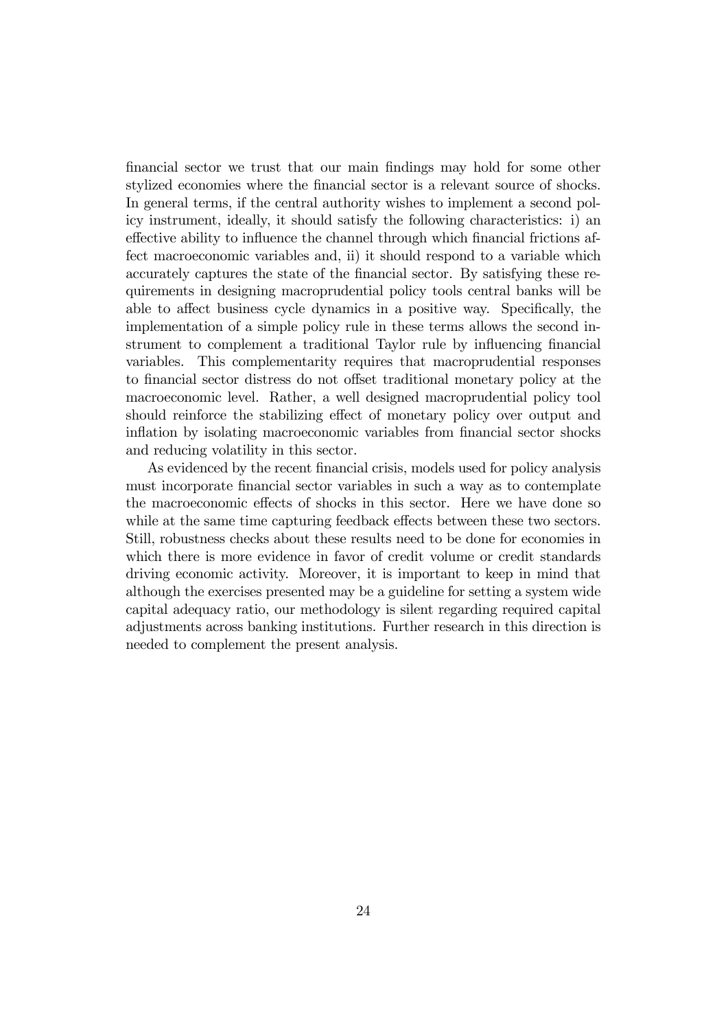financial sector we trust that our main findings may hold for some other stylized economies where the financial sector is a relevant source of shocks. In general terms, if the central authority wishes to implement a second policy instrument, ideally, it should satisfy the following characteristics: i) an effective ability to influence the channel through which financial frictions affect macroeconomic variables and, ii) it should respond to a variable which accurately captures the state of the financial sector. By satisfying these requirements in designing macroprudential policy tools central banks will be able to affect business cycle dynamics in a positive way. Specifically, the implementation of a simple policy rule in these terms allows the second instrument to complement a traditional Taylor rule by influencing financial variables. This complementarity requires that macroprudential responses to financial sector distress do not offset traditional monetary policy at the macroeconomic level. Rather, a well designed macroprudential policy tool should reinforce the stabilizing effect of monetary policy over output and inflation by isolating macroeconomic variables from financial sector shocks and reducing volatility in this sector.

As evidenced by the recent financial crisis, models used for policy analysis must incorporate financial sector variables in such a way as to contemplate the macroeconomic effects of shocks in this sector. Here we have done so while at the same time capturing feedback effects between these two sectors. Still, robustness checks about these results need to be done for economies in which there is more evidence in favor of credit volume or credit standards driving economic activity. Moreover, it is important to keep in mind that although the exercises presented may be a guideline for setting a system wide capital adequacy ratio, our methodology is silent regarding required capital adjustments across banking institutions. Further research in this direction is needed to complement the present analysis.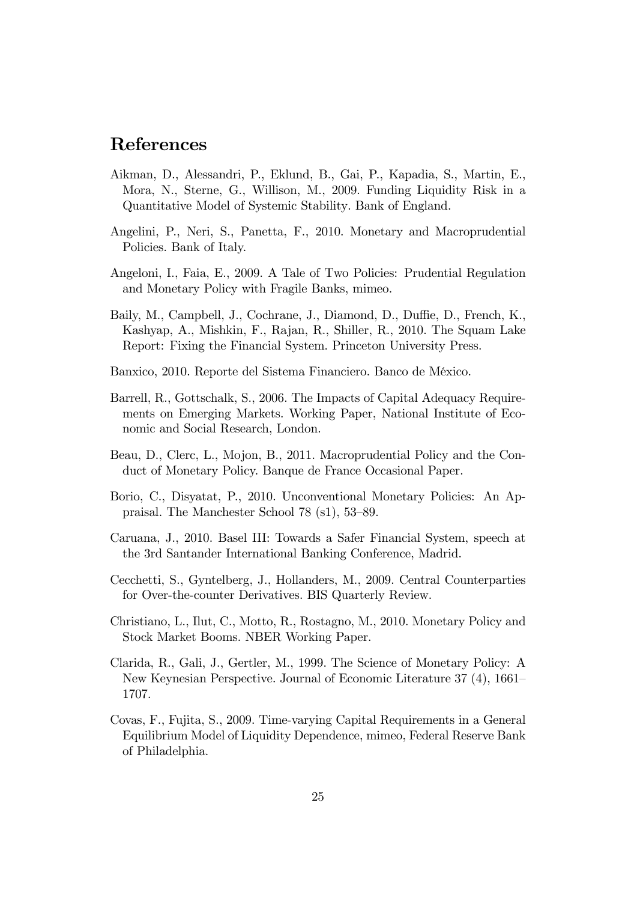# References

Aikman, D., Alessandri, P., Eklund, B., Gai, P., Kapadia, S., Martin, E., Mora, N., Sterne, G., Willison, M., 2009. Funding Liquidity Risk in a Quantitative Model of Systemic Stability. Bank of England.

Angelini, P., Neri, S., Panetta, F., 2010. Monetary and Macroprudential Policies. Bank of Italy.

Angeloni, I., Faia, E., 2009. A Tale of Two Policies: Prudential Regulation and Monetary Policy with Fragile Banks, mimeo.

Baily, M., Campbell, J., Cochrane, J., Diamond, D., Duffie, D., French, K., Kashyap, A., Mishkin, F., Rajan, R., Shiller, R., 2010. The Squam Lake Report: Fixing the Financial System. Princeton University Press.

Banxico, 2010. Reporte del Sistema Financiero. Banco de México.

Barrell, R., Gottschalk, S., 2006. The Impacts of Capital Adequacy Requirements on Emerging Markets. Working Paper, National Institute of Economic and Social Research, London.

Beau, D., Clerc, L., Mojon, B., 2011. Macroprudential Policy and the Conduct of Monetary Policy. Banque de France Occasional Paper.

Borio, C., Disyatat, P., 2010. Unconventional Monetary Policies: An Appraisal. The Manchester School 78 (s1), 53–89.

Caruana, J., 2010. Basel III: Towards a Safer Financial System, speech at the 3rd Santander International Banking Conference, Madrid.

Cecchetti, S., Gyntelberg, J., Hollanders, M., 2009. Central Counterparties for Over-the-counter Derivatives. BIS Quarterly Review.

Christiano, L., Ilut, C., Motto, R., Rostagno, M., 2010. Monetary Policy and Stock Market Booms. NBER Working Paper.

Clarida, R., Gali, J., Gertler, M., 1999. The Science of Monetary Policy: A New Keynesian Perspective. Journal of Economic Literature 37 (4), 1661–1707.

Covas, F., Fujita, S., 2009. Time-varying Capital Requirements in a General Equilibrium Model of Liquidity Dependence, mimeo, Federal Reserve Bank of Philadelphia.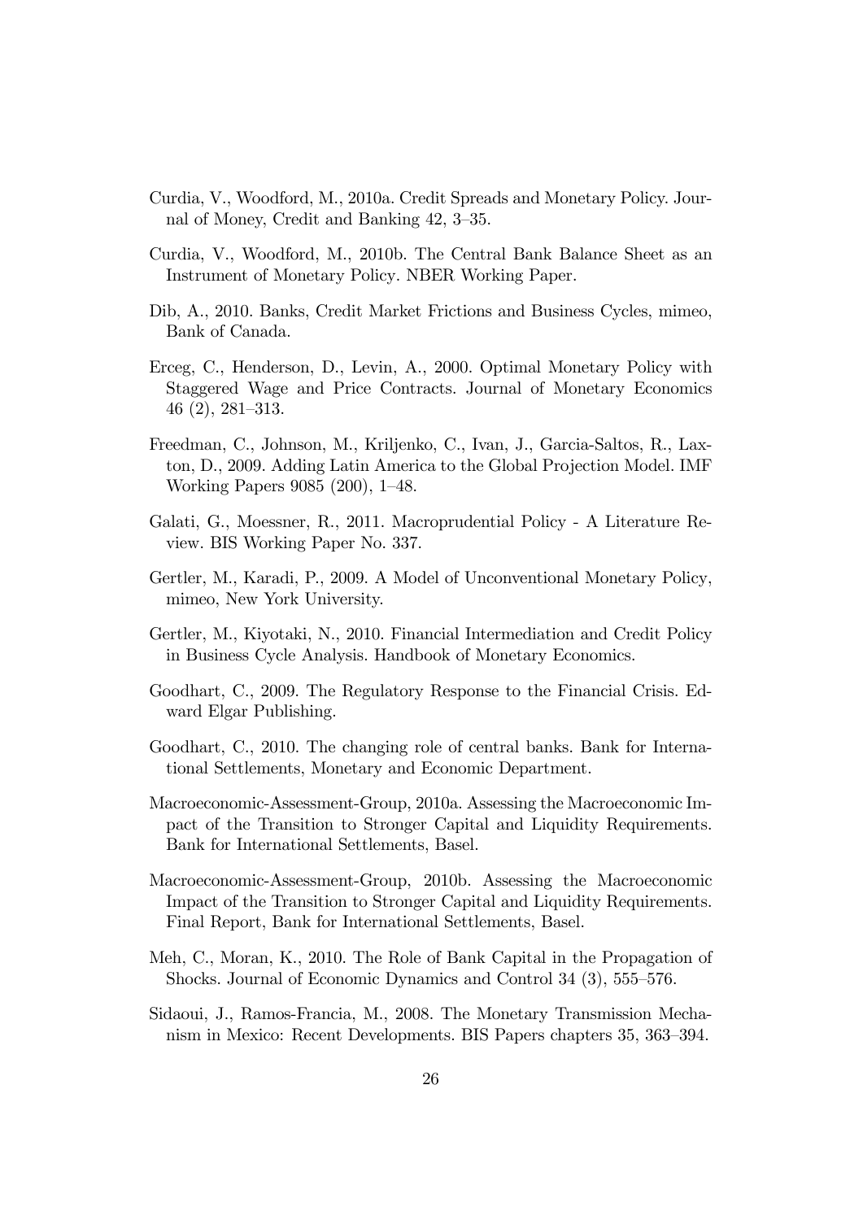Curdia, V., Woodford, M., 2010a. Credit Spreads and Monetary Policy. Journal of Money, Credit and Banking 42, 3–35.

Curdia, V., Woodford, M., 2010b. The Central Bank Balance Sheet as an Instrument of Monetary Policy. NBER Working Paper.

Dib, A., 2010. Banks, Credit Market Frictions and Business Cycles, mimeo, Bank of Canada.

Erceg, C., Henderson, D., Levin, A., 2000. Optimal Monetary Policy with Staggered Wage and Price Contracts. Journal of Monetary Economics 46 (2), 281–313.

Freedman, C., Johnson, M., Kriljenko, C., Ivan, J., Garcia-Saltos, R., Laxton, D., 2009. Adding Latin America to the Global Projection Model. IMF Working Papers 9085 (200), 1–48.

Galati, G., Moessner, R., 2011. Macroprudential Policy - A Literature Review. BIS Working Paper No. 337.

Gertler, M., Karadi, P., 2009. A Model of Unconventional Monetary Policy, mimeo, New York University.

Gertler, M., Kiyotaki, N., 2010. Financial Intermediation and Credit Policy in Business Cycle Analysis. Handbook of Monetary Economics.

Goodhart, C., 2009. The Regulatory Response to the Financial Crisis. Edward Elgar Publishing.

Goodhart, C., 2010. The changing role of central banks. Bank for International Settlements, Monetary and Economic Department.

Macroeconomic-Assessment-Group, 2010a. Assessing the Macroeconomic Impact of the Transition to Stronger Capital and Liquidity Requirements. Bank for International Settlements, Basel.

Macroeconomic-Assessment-Group, 2010b. Assessing the Macroeconomic Impact of the Transition to Stronger Capital and Liquidity Requirements. Final Report, Bank for International Settlements, Basel.

Meh, C., Moran, K., 2010. The Role of Bank Capital in the Propagation of Shocks. Journal of Economic Dynamics and Control 34 (3), 555–576.

Sidaoui, J., Ramos-Francia, M., 2008. The Monetary Transmission Mechanism in Mexico: Recent Developments. BIS Papers chapters 35, 363–394.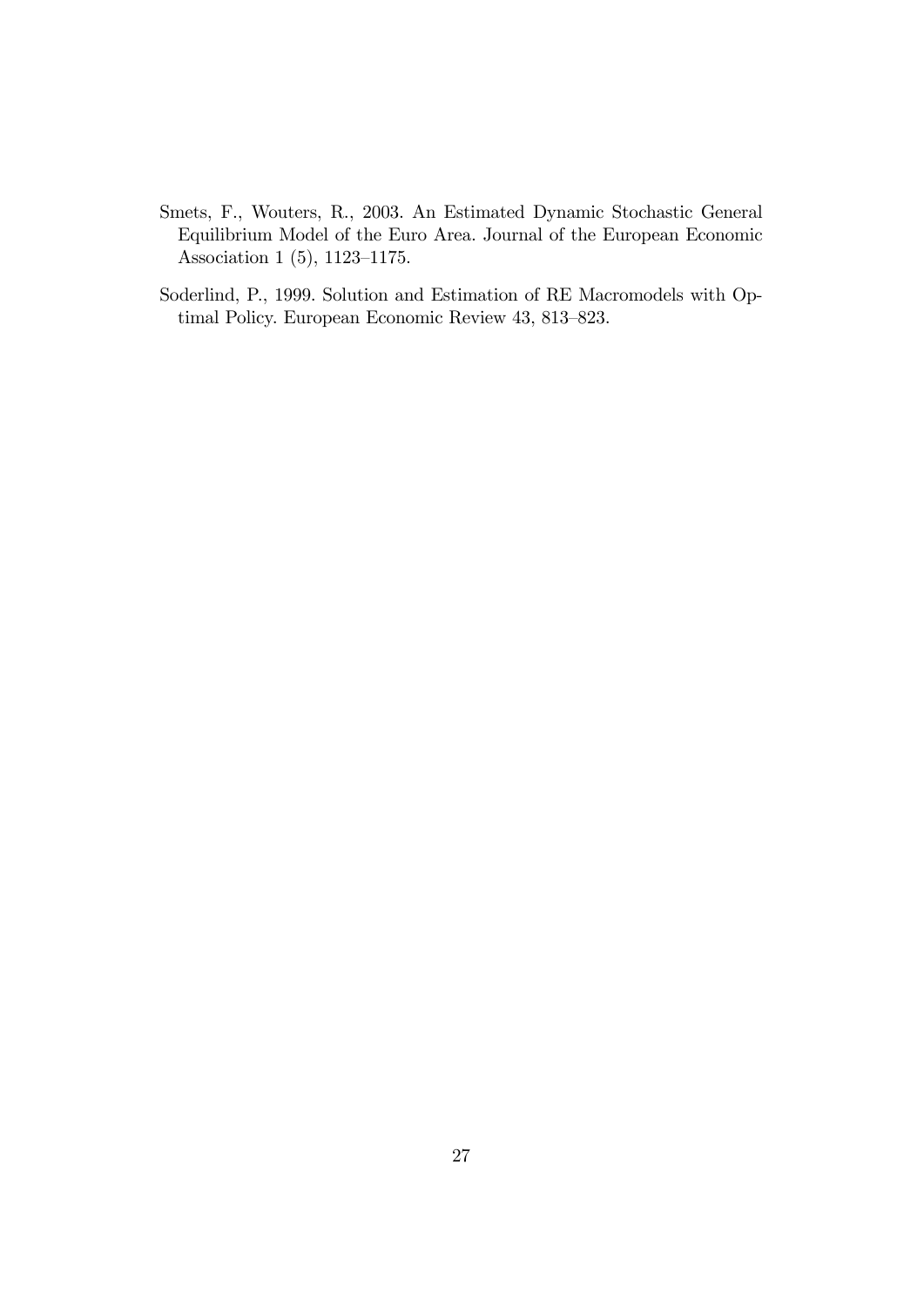Smets, F., Wouters, R., 2003. An Estimated Dynamic Stochastic General Equilibrium Model of the Euro Area. Journal of the European Economic Association 1 (5), 1123–1175.

Soderlind, P., 1999. Solution and Estimation of RE Macromodels with Optimal Policy. European Economic Review 43, 813–823.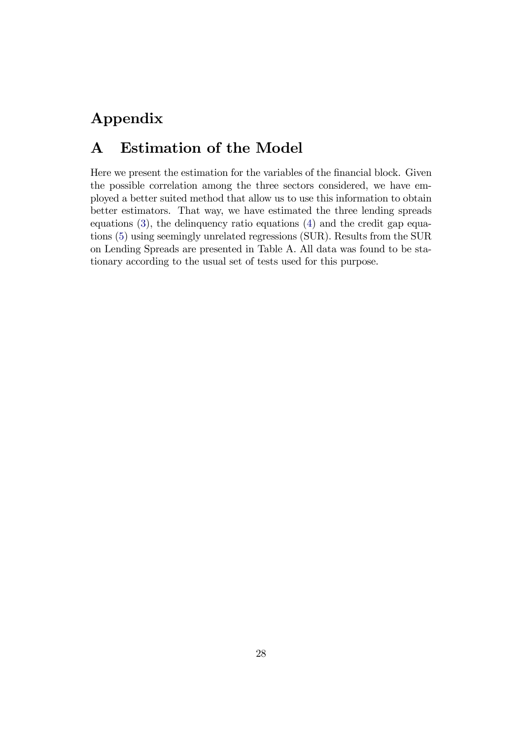# Appendix

## A Estimation of the Model

Here we present the estimation for the variables of the financial block. Given the possible correlation among the three sectors considered, we have employed a better suited method that allow us to use this information to obtain better estimators. That way, we have estimated the three lending spreads equations (3), the delinquency ratio equations (4) and the credit gap equations (5) using seemingly unrelated regressions (SUR). Results from the SUR on Lending Spreads are presented in Table A. All data was found to be stationary according to the usual set of tests used for this purpose.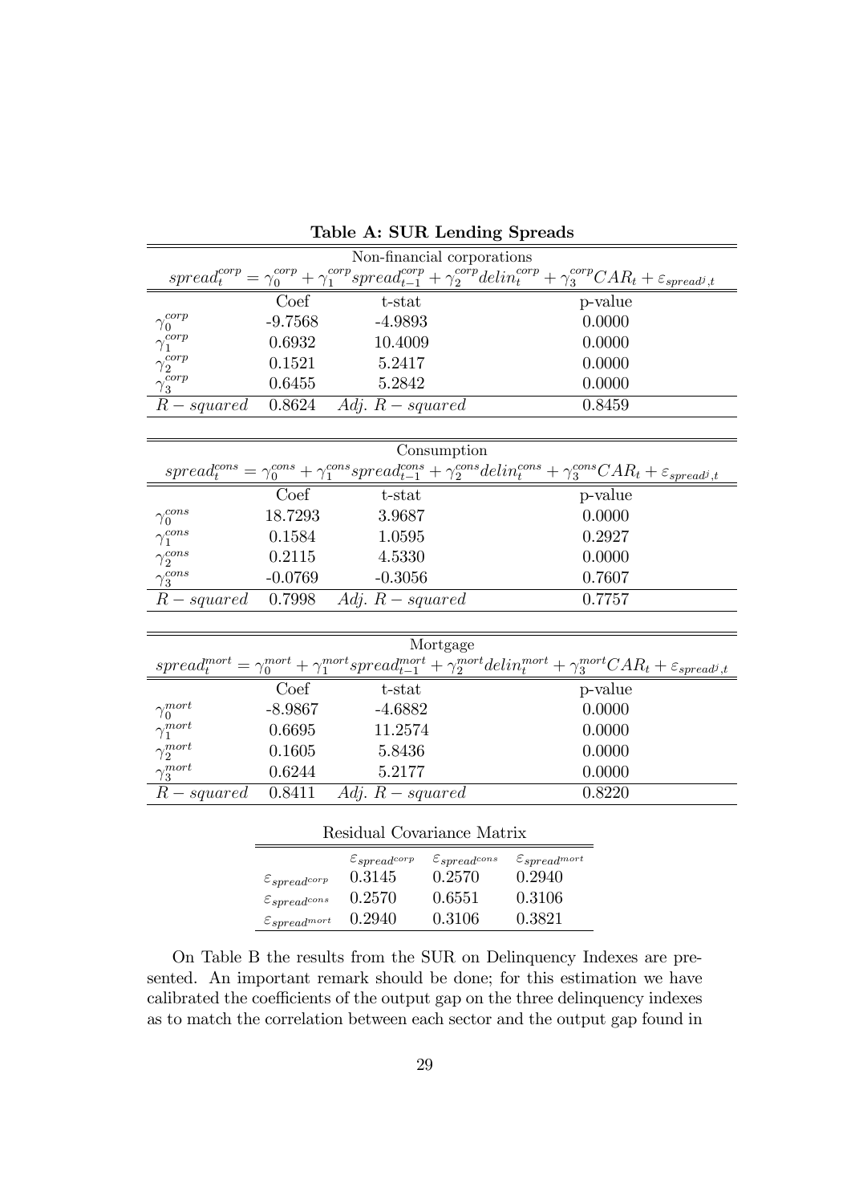**Table A: SUR Lending Spreads**

Non-financial corporations

$$spread_t^{corp} = \gamma_0^{corp} + \gamma_1^{corp} spread_{t-1}^{corp} + \gamma_2^{corp} delin_t^{corp} + \gamma_3^{corp} CAR_t + \varepsilon_{spread^j,t}$$

| | Coef | t-stat | p-value |
|---|---|---|---|
| $\gamma_0^{corp}$ | -9.7568 | -4.9893 | 0.0000 |
| $\gamma_1^{corp}$ | 0.6932 | 10.4009 | 0.0000 |
| $\gamma_2^{corp}$ | 0.1521 | 5.2417 | 0.0000 |
| $\gamma_3^{corp}$ | 0.6455 | 5.2842 | 0.0000 |
| $R-squared$ | 0.8624 | $Adj.\ R-squared$ | 0.8459 |

Consumption

$$spread_t^{cons} = \gamma_0^{cons} + \gamma_1^{cons} spread_{t-1}^{cons} + \gamma_2^{cons} delin_t^{cons} + \gamma_3^{cons} CAR_t + \varepsilon_{spread^j,t}$$

| | Coef | t-stat | p-value |
|---|---|---|---|
| $\gamma_0^{cons}$ | 18.7293 | 3.9687 | 0.0000 |
| $\gamma_1^{cons}$ | 0.1584 | 1.0595 | 0.2927 |
| $\gamma_2^{cons}$ | 0.2115 | 4.5330 | 0.0000 |
| $\gamma_3^{cons}$ | -0.0769 | -0.3056 | 0.7607 |
| $R-squared$ | 0.7998 | $Adj.\ R-squared$ | 0.7757 |

Mortgage

$$spread_t^{mort} = \gamma_0^{mort} + \gamma_1^{mort} spread_{t-1}^{mort} + \gamma_2^{mort} delin_t^{mort} + \gamma_3^{mort} CAR_t + \varepsilon_{spread^j,t}$$

| | Coef | t-stat | p-value |
|---|---|---|---|
| $\gamma_0^{mort}$ | -8.9867 | -4.6882 | 0.0000 |
| $\gamma_1^{mort}$ | 0.6695 | 11.2574 | 0.0000 |
| $\gamma_2^{mort}$ | 0.1605 | 5.8436 | 0.0000 |
| $\gamma_3^{mort}$ | 0.6244 | 5.2177 | 0.0000 |
| $R-squared$ | 0.8411 | $Adj.\ R-squared$ | 0.8220 |

Residual Covariance Matrix

| | $\varepsilon_{spread^{corp}}$ | $\varepsilon_{spread^{cons}}$ | $\varepsilon_{spread^{mort}}$ |
|---|---|---|---|
| $\varepsilon_{spread^{corp}}$ | 0.3145 | 0.2570 | 0.2940 |
| $\varepsilon_{spread^{cons}}$ | 0.2570 | 0.6551 | 0.3106 |
| $\varepsilon_{spread^{mort}}$ | 0.2940 | 0.3106 | 0.3821 |

On Table B the results from the SUR on Delinquency Indexes are presented. An important remark should be done; for this estimation we have calibrated the coefficients of the output gap on the three delinquency indexes as to match the correlation between each sector and the output gap found in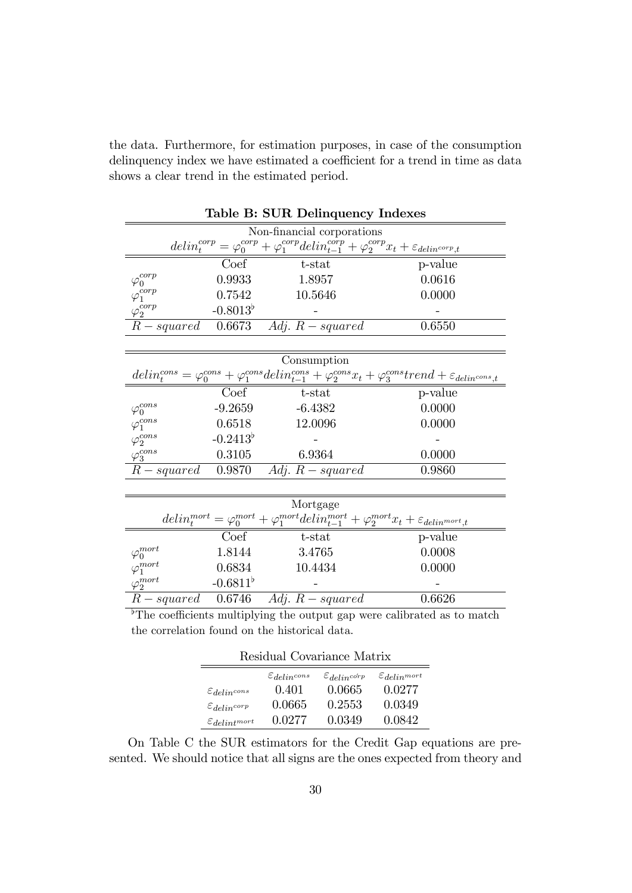the data. Furthermore, for estimation purposes, in case of the consumption delinquency index we have estimated a coefficient for a trend in time as data shows a clear trend in the estimated period.

**Table B: SUR Delinquency Indexes**

Non-financial corporations

$$delin_t^{corp} = \varphi_0^{corp} + \varphi_1^{corp} delin_{t-1}^{corp} + \varphi_2^{corp} x_t + \varepsilon_{delin^{corp},t}$$

| | Coef | t-stat | p-value |
|---|---|---|---|
| $\varphi_0^{corp}$ | 0.9933 | 1.8957 | 0.0616 |
| $\varphi_1^{corp}$ | 0.7542 | 10.5646 | 0.0000 |
| $\varphi_2^{corp}$ | $-0.8013^{\flat}$ | - | - |
| $R-squared$ | 0.6673 | $Adj.\ R-squared$ | 0.6550 |

Consumption

$$delin_t^{cons} = \varphi_0^{cons} + \varphi_1^{cons} delin_{t-1}^{cons} + \varphi_2^{cons} x_t + \varphi_3^{cons} trend + \varepsilon_{delin^{cons},t}$$

| | Coef | t-stat | p-value |
|---|---|---|---|
| $\varphi_0^{cons}$ | -9.2659 | -6.4382 | 0.0000 |
| $\varphi_1^{cons}$ | 0.6518 | 12.0096 | 0.0000 |
| $\varphi_2^{cons}$ | $-0.2413^{\flat}$ | - | - |
| $\varphi_3^{cons}$ | 0.3105 | 6.9364 | 0.0000 |
| $R-squared$ | 0.9870 | $Adj.\ R-squared$ | 0.9860 |

Mortgage

$$delin_t^{mort} = \varphi_0^{mort} + \varphi_1^{mort} delin_{t-1}^{mort} + \varphi_2^{mort} x_t + \varepsilon_{delin^{mort},t}$$

| | Coef | t-stat | p-value |
|---|---|---|---|
| $\varphi_0^{mort}$ | 1.8144 | 3.4765 | 0.0008 |
| $\varphi_1^{mort}$ | 0.6834 | 10.4434 | 0.0000 |
| $\varphi_2^{mort}$ | $-0.6811^{\flat}$ | - | - |
| $R-squared$ | 0.6746 | $Adj.\ R-squared$ | 0.6626 |

$^{\flat}$The coefficients multiplying the output gap were calibrated as to match the correlation found on the historical data.

Residual Covariance Matrix

| | $\varepsilon_{delin^{cons}}$ | $\varepsilon_{delin^{corp}}$ | $\varepsilon_{delin^{mort}}$ |
|---|---|---|---|
| $\varepsilon_{delin^{cons}}$ | 0.401 | 0.0665 | 0.0277 |
| $\varepsilon_{delin^{corp}}$ | 0.0665 | 0.2553 | 0.0349 |
| $\varepsilon_{delint^{mort}}$ | 0.0277 | 0.0349 | 0.0842 |

On Table C the SUR estimators for the Credit Gap equations are presented. We should notice that all signs are the ones expected from theory and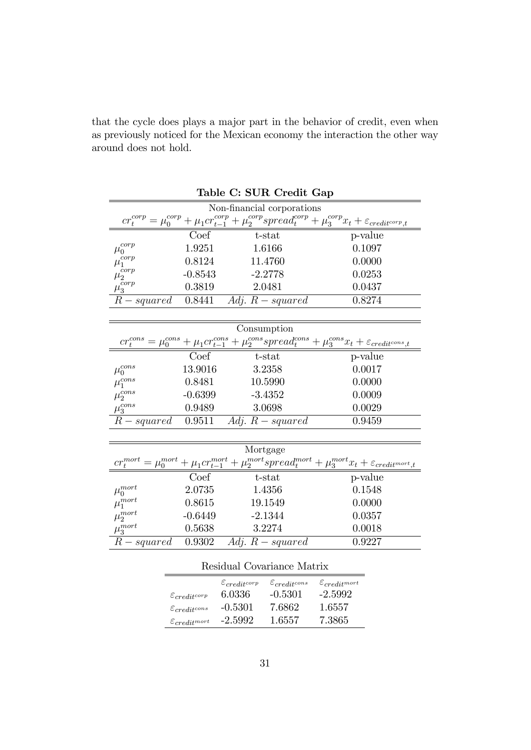that the cycle does plays a major part in the behavior of credit, even when as previously noticed for the Mexican economy the interaction the other way around does not hold.

**Table C: SUR Credit Gap**

Non-financial corporations

$$cr_t^{corp} = \mu_0^{corp} + \mu_1 cr_{t-1}^{corp} + \mu_2^{corp} spread_t^{corp} + \mu_3^{corp} x_t + \varepsilon_{credit^{corp},t}$$

| | Coef | t-stat | p-value |
|---|---|---|---|
| $\mu_0^{corp}$ | 1.9251 | 1.6166 | 0.1097 |
| $\mu_1^{corp}$ | 0.8124 | 11.4760 | 0.0000 |
| $\mu_2^{corp}$ | -0.8543 | -2.2778 | 0.0253 |
| $\mu_3^{corp}$ | 0.3819 | 2.0481 | 0.0437 |
| $R-squared$ | 0.8441 | $Adj.\ R-squared$ | 0.8274 |

Consumption

$$cr_t^{cons} = \mu_0^{cons} + \mu_1 cr_{t-1}^{cons} + \mu_2^{cons} spread_t^{cons} + \mu_3^{cons} x_t + \varepsilon_{credit^{cons},t}$$

| | Coef | t-stat | p-value |
|---|---|---|---|
| $\mu_0^{cons}$ | 13.9016 | 3.2358 | 0.0017 |
| $\mu_1^{cons}$ | 0.8481 | 10.5990 | 0.0000 |
| $\mu_2^{cons}$ | -0.6399 | -3.4352 | 0.0009 |
| $\mu_3^{cons}$ | 0.9489 | 3.0698 | 0.0029 |
| $R-squared$ | 0.9511 | $Adj.\ R-squared$ | 0.9459 |

Mortgage

$$cr_t^{mort} = \mu_0^{mort} + \mu_1 cr_{t-1}^{mort} + \mu_2^{mort} spread_t^{mort} + \mu_3^{mort} x_t + \varepsilon_{credit^{mort},t}$$

| | Coef | t-stat | p-value |
|---|---|---|---|
| $\mu_0^{mort}$ | 2.0735 | 1.4356 | 0.1548 |
| $\mu_1^{mort}$ | 0.8615 | 19.1549 | 0.0000 |
| $\mu_2^{mort}$ | -0.6449 | -2.1344 | 0.0357 |
| $\mu_3^{mort}$ | 0.5638 | 3.2274 | 0.0018 |
| $R-squared$ | 0.9302 | $Adj.\ R-squared$ | 0.9227 |

Residual Covariance Matrix

| | $\varepsilon_{credit^{corp}}$ | $\varepsilon_{credit^{cons}}$ | $\varepsilon_{credit^{mort}}$ |
|---|---|---|---|
| $\varepsilon_{credit^{corp}}$ | 6.0336 | -0.5301 | -2.5992 |
| $\varepsilon_{credit^{cons}}$ | -0.5301 | 7.6862 | 1.6557 |
| $\varepsilon_{credit^{mort}}$ | -2.5992 | 1.6557 | 7.3865 |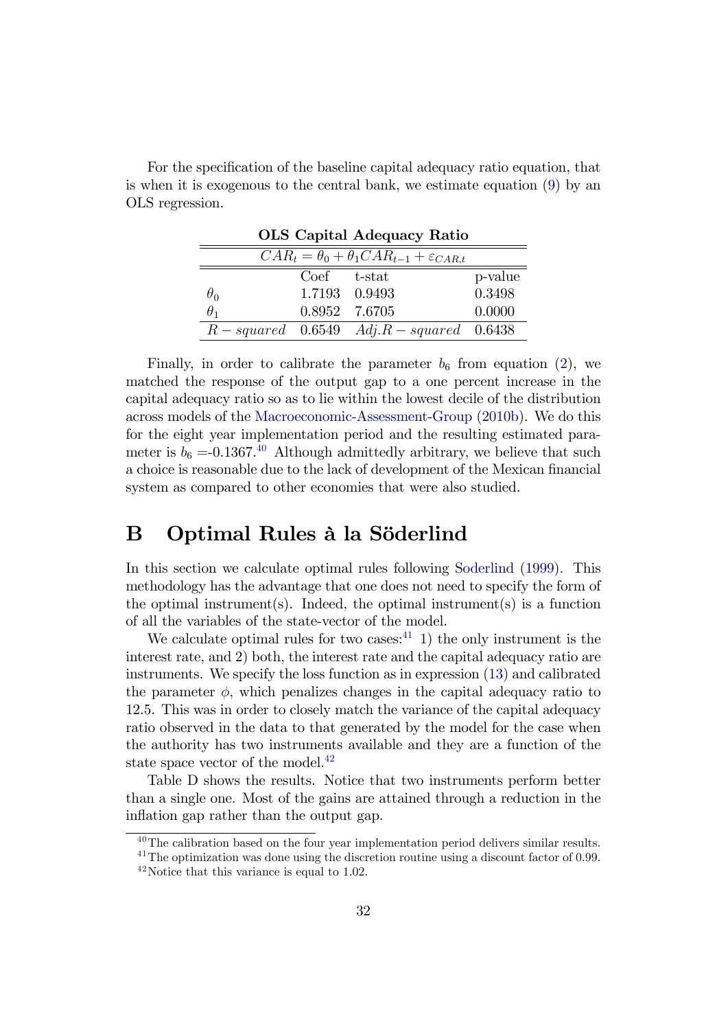For the specification of the baseline capital adequacy ratio equation, that is when it is exogenous to the central bank, we estimate equation (9) by an OLS regression.

**OLS Capital Adequacy Ratio**

| $CAR_t = \theta_0 + \theta_1 CAR_{t-1} + \varepsilon_{CAR,t}$ | | | |
|---|---|---|---|
| | Coef | t-stat | p-value |
| $\theta_0$ | 1.7193 | 0.9493 | 0.3498 |
| $\theta_1$ | 0.8952 | 7.6705 | 0.0000 |
| $R-squared$ | 0.6549 | $Adj.R-squared$ | 0.6438 |

Finally, in order to calibrate the parameter $b_6$ from equation (2), we matched the response of the output gap to a one percent increase in the capital adequacy ratio so as to lie within the lowest decile of the distribution across models of the Macroeconomic-Assessment-Group (2010b). We do this for the eight year implementation period and the resulting estimated parameter is $b_6$ =-0.1367.[40] Although admittedly arbitrary, we believe that such a choice is reasonable due to the lack of development of the Mexican financial system as compared to other economies that were also studied.

# B Optimal Rules à la Söderlind

In this section we calculate optimal rules following Soderlind (1999). This methodology has the advantage that one does not need to specify the form of the optimal instrument(s). Indeed, the optimal instrument(s) is a function of all the variables of the state-vector of the model.

We calculate optimal rules for two cases:[41] 1) the only instrument is the interest rate, and 2) both, the interest rate and the capital adequacy ratio are instruments. We specify the loss function as in expression (13) and calibrated the parameter $\phi$, which penalizes changes in the capital adequacy ratio to 12.5. This was in order to closely match the variance of the capital adequacy ratio observed in the data to that generated by the model for the case when the authority has two instruments available and they are a function of the state space vector of the model.[42]

Table D shows the results. Notice that two instruments perform better than a single one. Most of the gains are attained through a reduction in the inflation gap rather than the output gap.

[40] The calibration based on the four year implementation period delivers similar results.

[41] The optimization was done using the discretion routine using a discount factor of 0.99.

[42] Notice that this variance is equal to 1.02.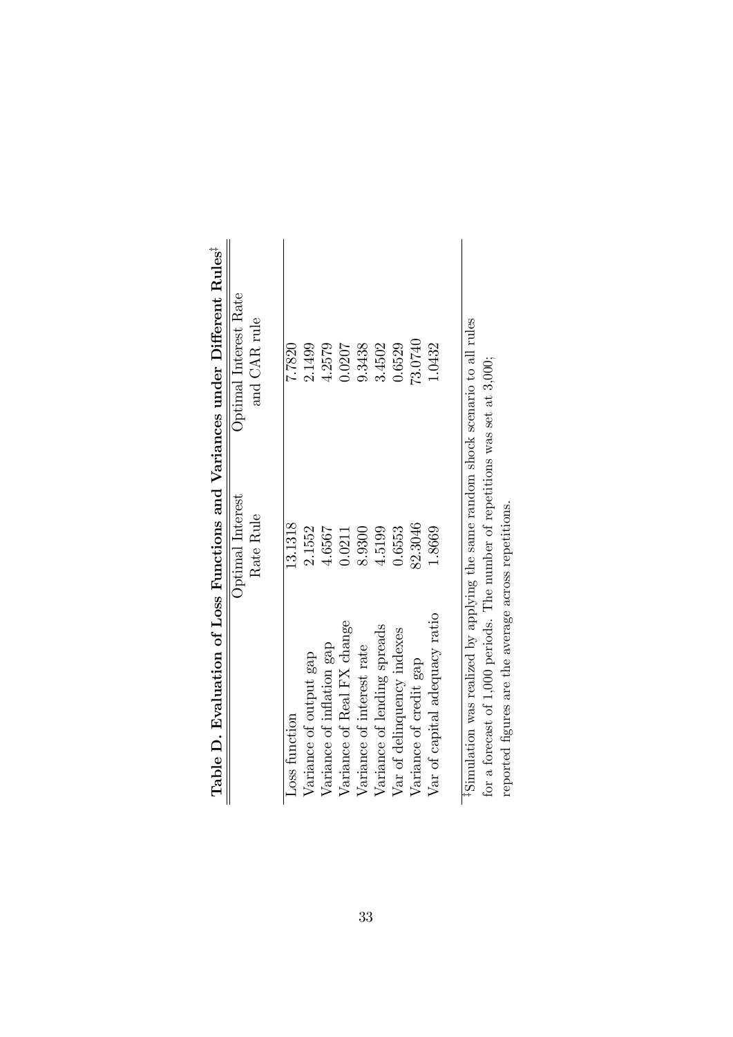**Table D. Evaluation of Loss Functions and Variances under Different Rules**[‡]

| | Optimal Interest Rate Rule | Optimal Interest Rate and CAR rule |
|---|---|---|
| Loss function | 13.1318 | 7.7820 |
| Variance of output gap | 2.1552 | 2.1499 |
| Variance of inflation gap | 4.6567 | 4.2579 |
| Variance of Real FX change | 0.0211 | 0.0207 |
| Variance of interest rate | 8.9300 | 9.3438 |
| Variance of lending spreads | 4.5199 | 3.4502 |
| Var of delinquency indexes | 0.6553 | 0.6529 |
| Variance of credit gap | 82.3046 | 73.0740 |
| Var of capital adequacy ratio | 1.8669 | 1.0432 |

[‡]Simulation was realized by applying the same random shock scenario to all rules for a forecast of 1,000 periods. The number of repetitions was set at 3,000; reported figures are the average across repetitions.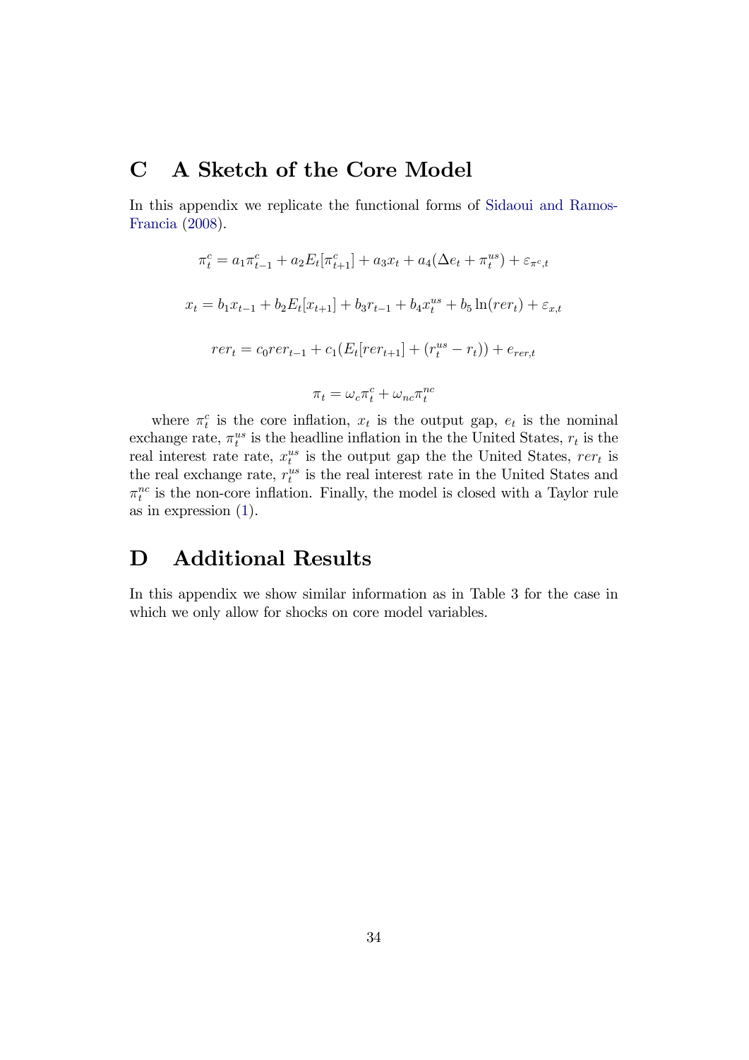# C A Sketch of the Core Model

In this appendix we replicate the functional forms of Sidaoui and Ramos-Francia (2008).

$$\pi_t^c = a_1 \pi_{t-1}^c + a_2 E_t[\pi_{t+1}^c] + a_3 x_t + a_4(\Delta e_t + \pi_t^{us}) + \varepsilon_{\pi^c,t}$$

$$x_t = b_1 x_{t-1} + b_2 E_t[x_{t+1}] + b_3 r_{t-1} + b_4 x_t^{us} + b_5 \ln(rer_t) + \varepsilon_{x,t}$$

$$rer_t = c_0 rer_{t-1} + c_1(E_t[rer_{t+1}] + (r_t^{us} - r_t)) + e_{rer,t}$$

$$\pi_t = \omega_c \pi_t^c + \omega_{nc} \pi_t^{nc}$$

where $\pi_t^c$ is the core inflation, $x_t$ is the output gap, $e_t$ is the nominal exchange rate, $\pi_t^{us}$ is the headline inflation in the the United States, $r_t$ is the real interest rate rate, $x_t^{us}$ is the output gap the the United States, $rer_t$ is the real exchange rate, $r_t^{us}$ is the real interest rate in the United States and $\pi_t^{nc}$ is the non-core inflation. Finally, the model is closed with a Taylor rule as in expression (1).

# D Additional Results

In this appendix we show similar information as in Table 3 for the case in which we only allow for shocks on core model variables.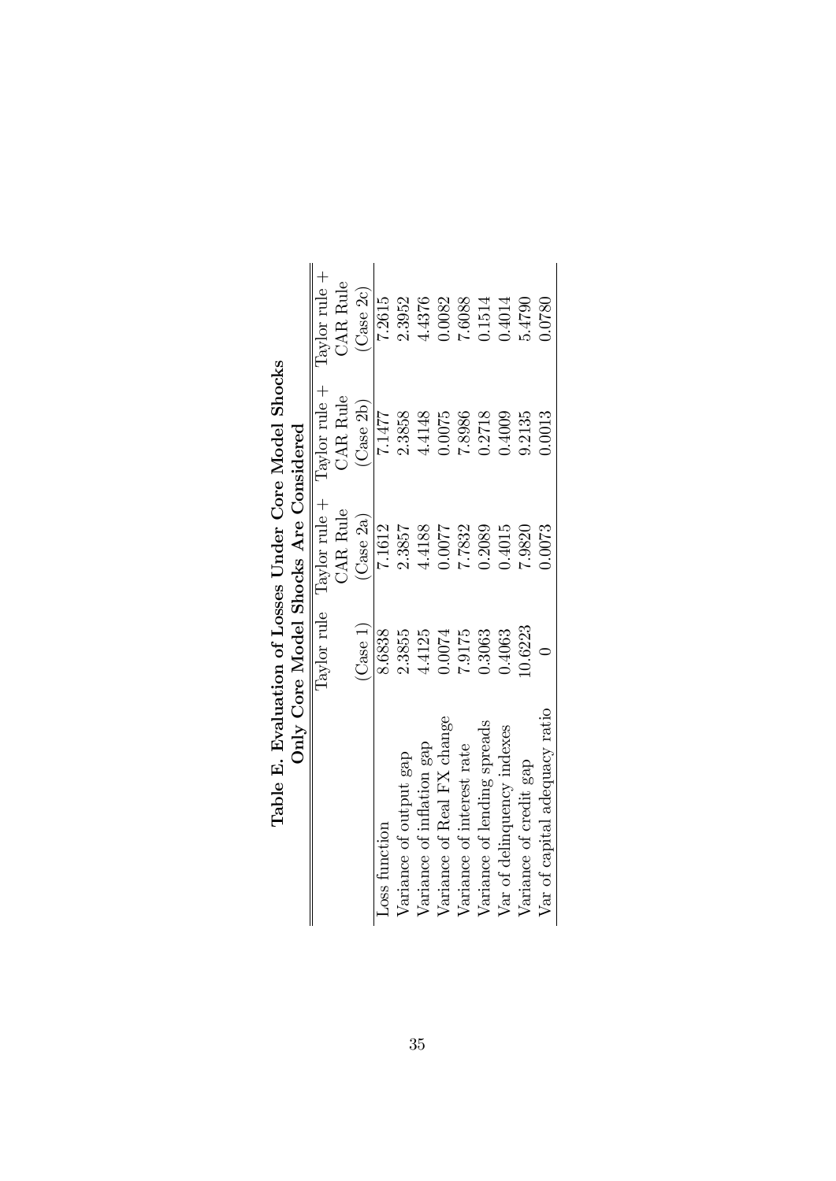**Table E. Evaluation of Losses Under Core Model Shocks**
**Only Core Model Shocks Are Considered**

| | Taylor rule (Case 1) | Taylor rule + CAR Rule (Case 2a) | Taylor rule + CAR Rule (Case 2b) | Taylor rule + CAR Rule (Case 2c) |
|---|---|---|---|---|
| Loss function | 8.6838 | 7.1612 | 7.1477 | 7.2615 |
| Variance of output gap | 2.3855 | 2.3857 | 2.3858 | 2.3952 |
| Variance of inflation gap | 4.4125 | 4.4188 | 4.4148 | 4.4376 |
| Variance of Real FX change | 0.0074 | 0.0077 | 0.0075 | 0.0082 |
| Variance of interest rate | 7.9175 | 7.7832 | 7.8986 | 7.6088 |
| Variance of lending spreads | 0.3063 | 0.2089 | 0.2718 | 0.1514 |
| Var of delinquency indexes | 0.4063 | 0.4015 | 0.4009 | 0.4014 |
| Variance of credit gap | 10.6223 | 7.9820 | 9.2135 | 5.4790 |
| Var of capital adequacy ratio | 0 | 0.0073 | 0.0013 | 0.0780 |